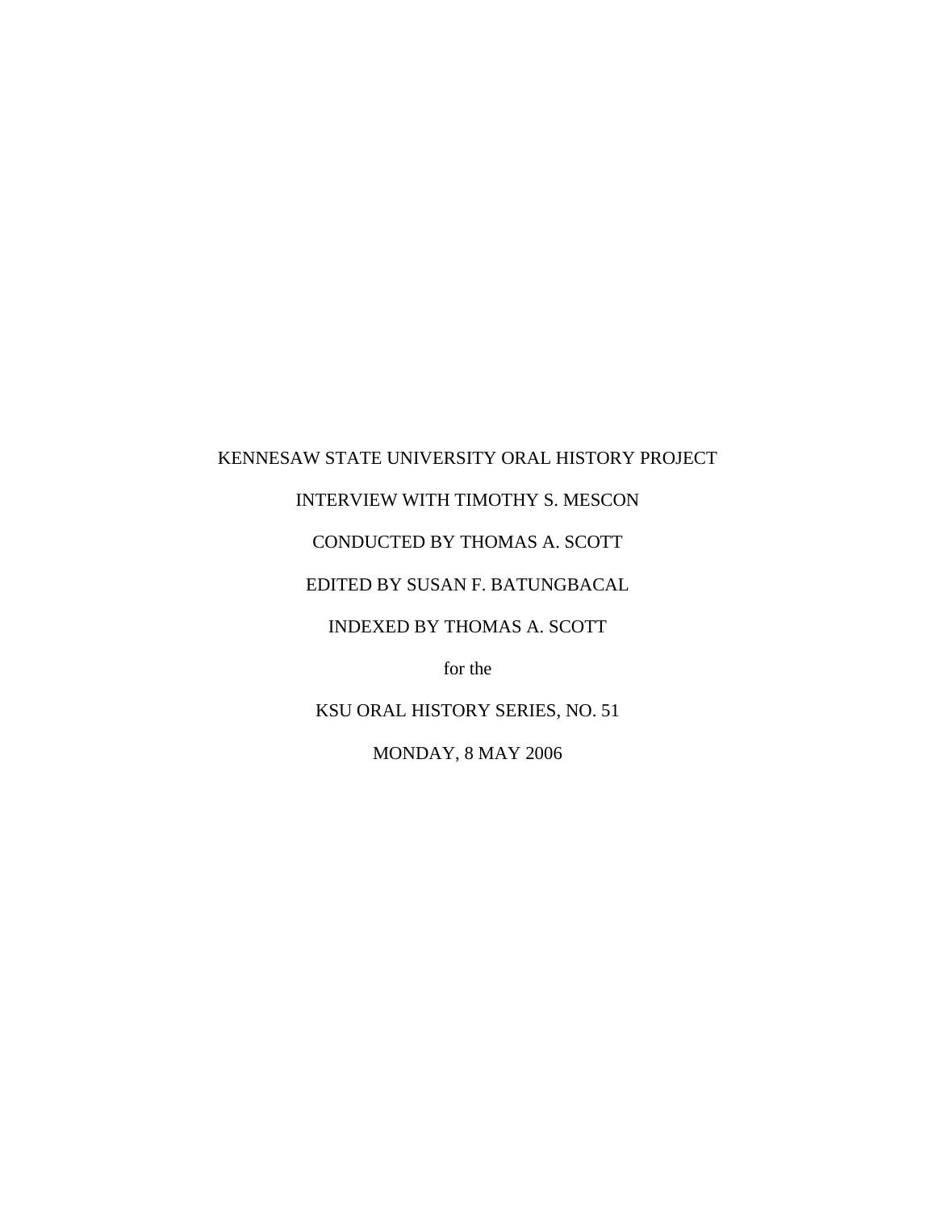KENNESAW STATE UNIVERSITY ORAL HISTORY PROJECT

INTERVIEW WITH TIMOTHY S. MESCON

CONDUCTED BY THOMAS A. SCOTT

EDITED BY SUSAN F. BATUNGBACAL

INDEXED BY THOMAS A. SCOTT

for the

KSU ORAL HISTORY SERIES, NO. 51

MONDAY, 8 MAY 2006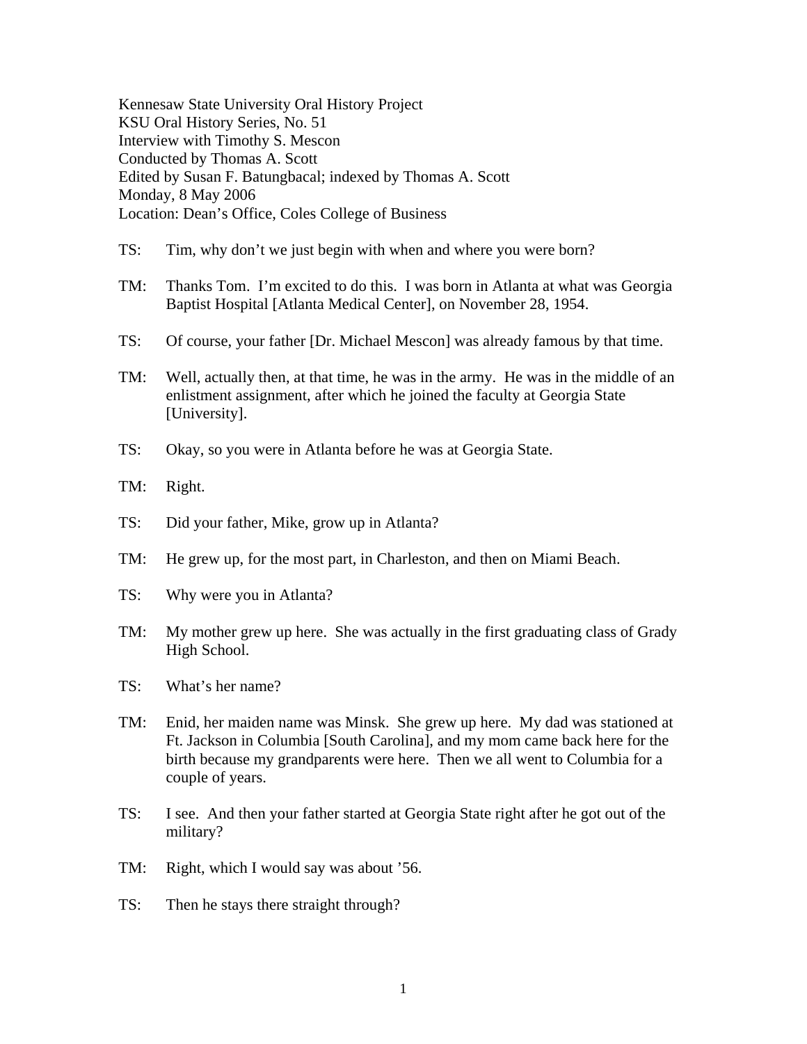Kennesaw State University Oral History Project
KSU Oral History Series, No. 51
Interview with Timothy S. Mescon
Conducted by Thomas A. Scott
Edited by Susan F. Batungbacal; indexed by Thomas A. Scott
Monday, 8 May 2006
Location: Dean's Office, Coles College of Business

TS: Tim, why don't we just begin with when and where you were born?

TM: Thanks Tom. I'm excited to do this. I was born in Atlanta at what was Georgia Baptist Hospital [Atlanta Medical Center], on November 28, 1954.

TS: Of course, your father [Dr. Michael Mescon] was already famous by that time.

TM: Well, actually then, at that time, he was in the army. He was in the middle of an enlistment assignment, after which he joined the faculty at Georgia State [University].

TS: Okay, so you were in Atlanta before he was at Georgia State.

TM: Right.

TS: Did your father, Mike, grow up in Atlanta?

TM: He grew up, for the most part, in Charleston, and then on Miami Beach.

TS: Why were you in Atlanta?

TM: My mother grew up here. She was actually in the first graduating class of Grady High School.

TS: What's her name?

TM: Enid, her maiden name was Minsk. She grew up here. My dad was stationed at Ft. Jackson in Columbia [South Carolina], and my mom came back here for the birth because my grandparents were here. Then we all went to Columbia for a couple of years.

TS: I see. And then your father started at Georgia State right after he got out of the military?

TM: Right, which I would say was about '56.

TS: Then he stays there straight through?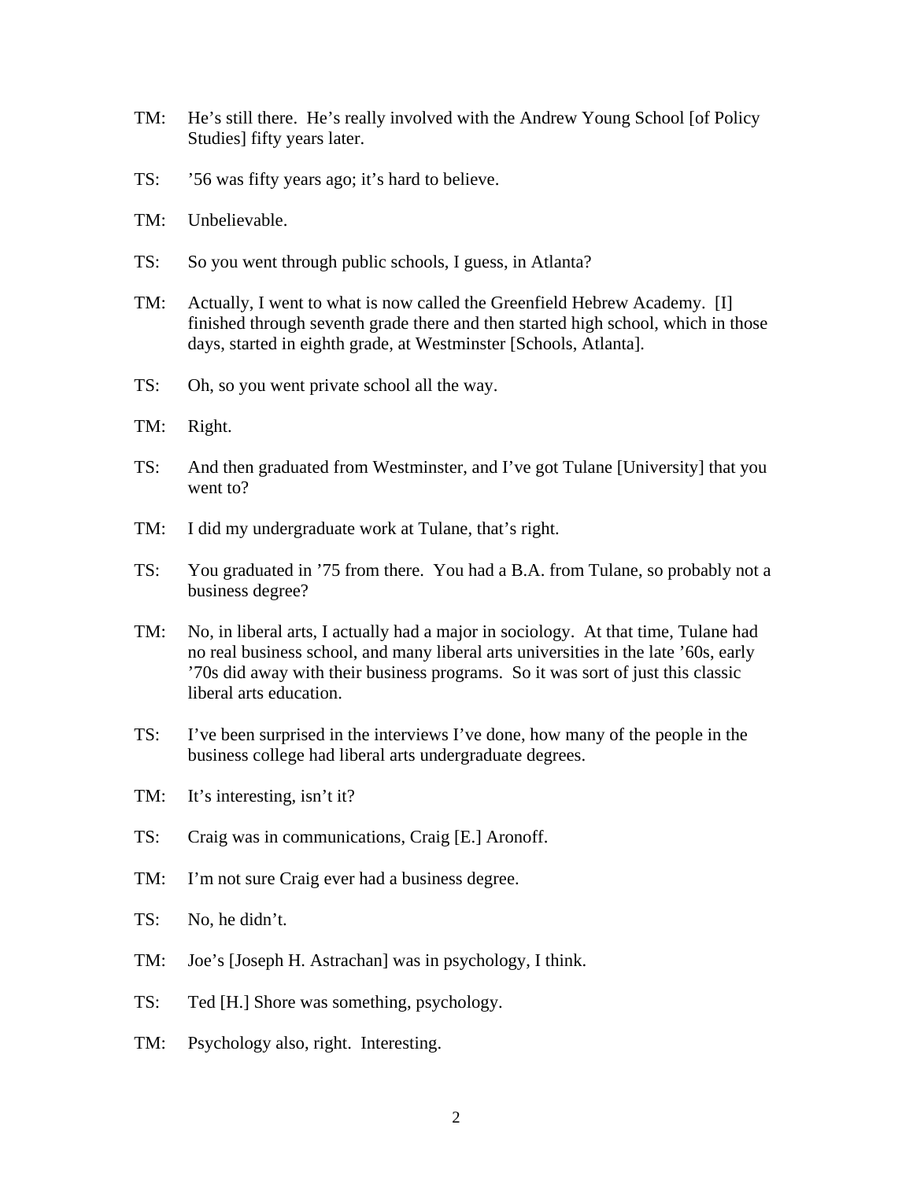TM: He's still there. He's really involved with the Andrew Young School [of Policy Studies] fifty years later.

TS: '56 was fifty years ago; it's hard to believe.

TM: Unbelievable.

TS: So you went through public schools, I guess, in Atlanta?

TM: Actually, I went to what is now called the Greenfield Hebrew Academy. [I] finished through seventh grade there and then started high school, which in those days, started in eighth grade, at Westminster [Schools, Atlanta].

TS: Oh, so you went private school all the way.

TM: Right.

TS: And then graduated from Westminster, and I've got Tulane [University] that you went to?

TM: I did my undergraduate work at Tulane, that's right.

TS: You graduated in '75 from there. You had a B.A. from Tulane, so probably not a business degree?

TM: No, in liberal arts, I actually had a major in sociology. At that time, Tulane had no real business school, and many liberal arts universities in the late '60s, early '70s did away with their business programs. So it was sort of just this classic liberal arts education.

TS: I've been surprised in the interviews I've done, how many of the people in the business college had liberal arts undergraduate degrees.

TM: It's interesting, isn't it?

TS: Craig was in communications, Craig [E.] Aronoff.

TM: I'm not sure Craig ever had a business degree.

TS: No, he didn't.

TM: Joe's [Joseph H. Astrachan] was in psychology, I think.

TS: Ted [H.] Shore was something, psychology.

TM: Psychology also, right. Interesting.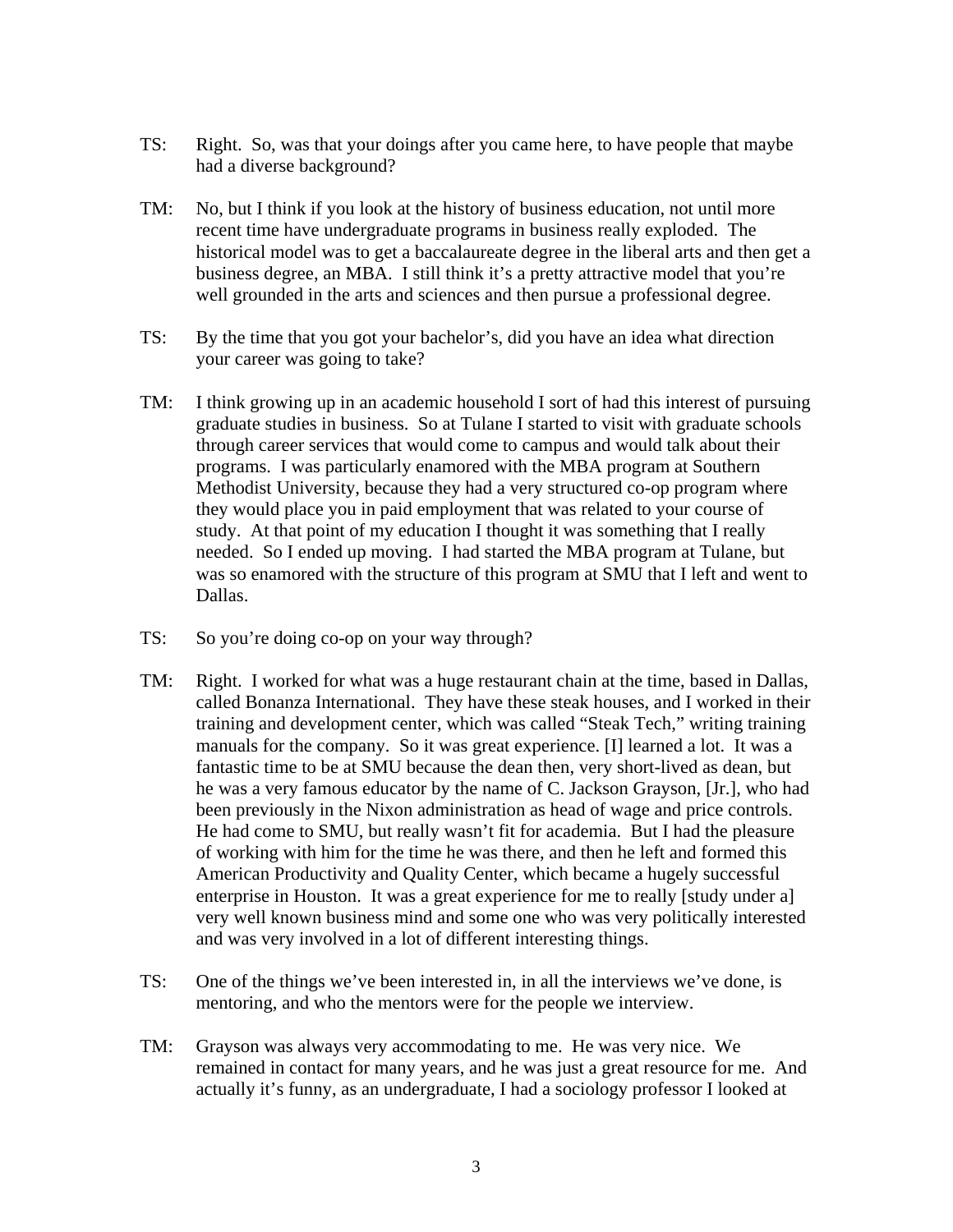TS: Right. So, was that your doings after you came here, to have people that maybe had a diverse background?

TM: No, but I think if you look at the history of business education, not until more recent time have undergraduate programs in business really exploded. The historical model was to get a baccalaureate degree in the liberal arts and then get a business degree, an MBA. I still think it's a pretty attractive model that you're well grounded in the arts and sciences and then pursue a professional degree.

TS: By the time that you got your bachelor's, did you have an idea what direction your career was going to take?

TM: I think growing up in an academic household I sort of had this interest of pursuing graduate studies in business. So at Tulane I started to visit with graduate schools through career services that would come to campus and would talk about their programs. I was particularly enamored with the MBA program at Southern Methodist University, because they had a very structured co-op program where they would place you in paid employment that was related to your course of study. At that point of my education I thought it was something that I really needed. So I ended up moving. I had started the MBA program at Tulane, but was so enamored with the structure of this program at SMU that I left and went to Dallas.

TS: So you're doing co-op on your way through?

TM: Right. I worked for what was a huge restaurant chain at the time, based in Dallas, called Bonanza International. They have these steak houses, and I worked in their training and development center, which was called "Steak Tech," writing training manuals for the company. So it was great experience. [I] learned a lot. It was a fantastic time to be at SMU because the dean then, very short-lived as dean, but he was a very famous educator by the name of C. Jackson Grayson, [Jr.], who had been previously in the Nixon administration as head of wage and price controls. He had come to SMU, but really wasn't fit for academia. But I had the pleasure of working with him for the time he was there, and then he left and formed this American Productivity and Quality Center, which became a hugely successful enterprise in Houston. It was a great experience for me to really [study under a] very well known business mind and some one who was very politically interested and was very involved in a lot of different interesting things.

TS: One of the things we've been interested in, in all the interviews we've done, is mentoring, and who the mentors were for the people we interview.

TM: Grayson was always very accommodating to me. He was very nice. We remained in contact for many years, and he was just a great resource for me. And actually it's funny, as an undergraduate, I had a sociology professor I looked at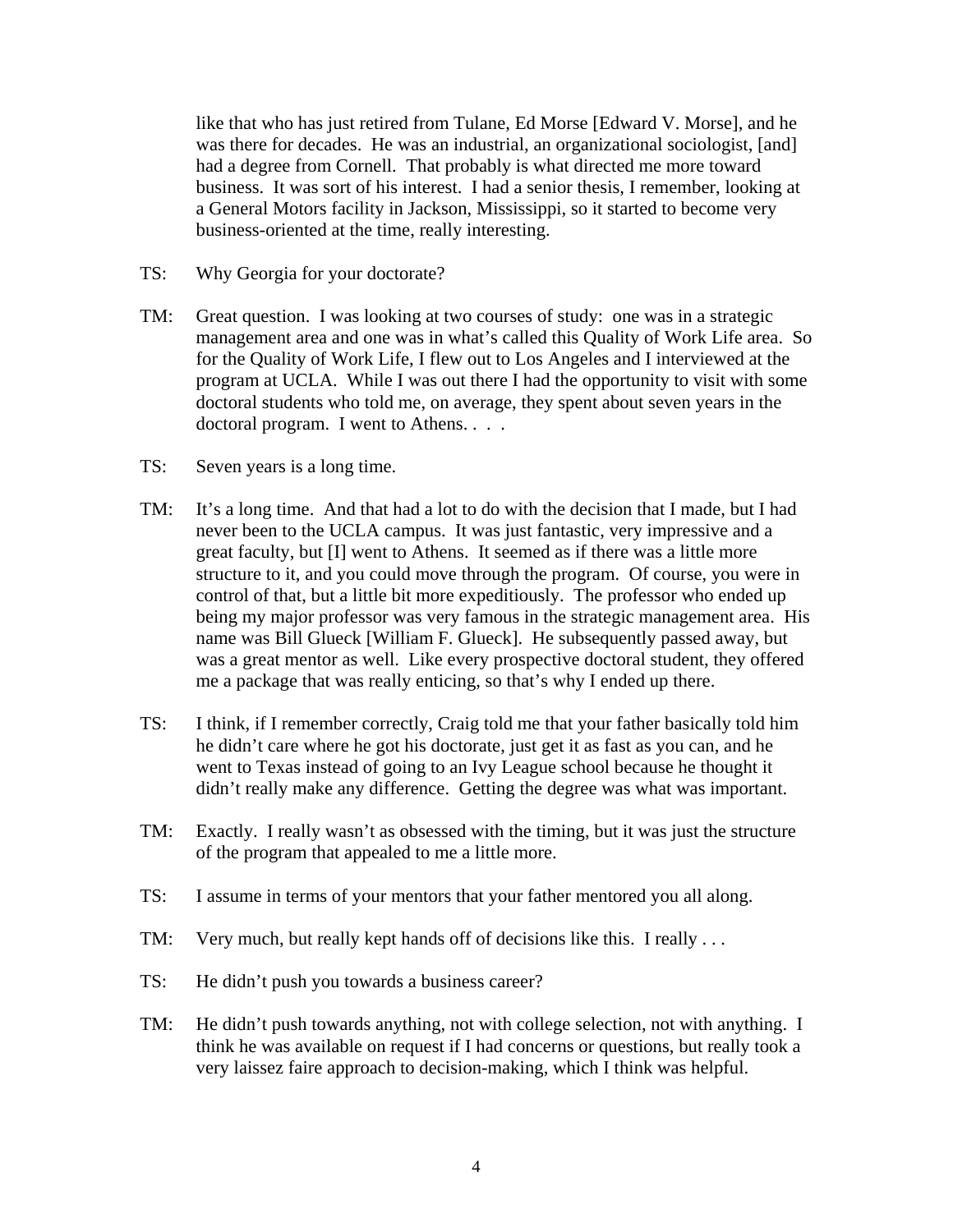like that who has just retired from Tulane, Ed Morse [Edward V. Morse], and he was there for decades. He was an industrial, an organizational sociologist, [and] had a degree from Cornell. That probably is what directed me more toward business. It was sort of his interest. I had a senior thesis, I remember, looking at a General Motors facility in Jackson, Mississippi, so it started to become very business-oriented at the time, really interesting.

TS: Why Georgia for your doctorate?

TM: Great question. I was looking at two courses of study: one was in a strategic management area and one was in what's called this Quality of Work Life area. So for the Quality of Work Life, I flew out to Los Angeles and I interviewed at the program at UCLA. While I was out there I had the opportunity to visit with some doctoral students who told me, on average, they spent about seven years in the doctoral program. I went to Athens. . . .

TS: Seven years is a long time.

TM: It's a long time. And that had a lot to do with the decision that I made, but I had never been to the UCLA campus. It was just fantastic, very impressive and a great faculty, but [I] went to Athens. It seemed as if there was a little more structure to it, and you could move through the program. Of course, you were in control of that, but a little bit more expeditiously. The professor who ended up being my major professor was very famous in the strategic management area. His name was Bill Glueck [William F. Glueck]. He subsequently passed away, but was a great mentor as well. Like every prospective doctoral student, they offered me a package that was really enticing, so that's why I ended up there.

TS: I think, if I remember correctly, Craig told me that your father basically told him he didn't care where he got his doctorate, just get it as fast as you can, and he went to Texas instead of going to an Ivy League school because he thought it didn't really make any difference. Getting the degree was what was important.

TM: Exactly. I really wasn't as obsessed with the timing, but it was just the structure of the program that appealed to me a little more.

TS: I assume in terms of your mentors that your father mentored you all along.

TM: Very much, but really kept hands off of decisions like this. I really . . .

TS: He didn't push you towards a business career?

TM: He didn't push towards anything, not with college selection, not with anything. I think he was available on request if I had concerns or questions, but really took a very laissez faire approach to decision-making, which I think was helpful.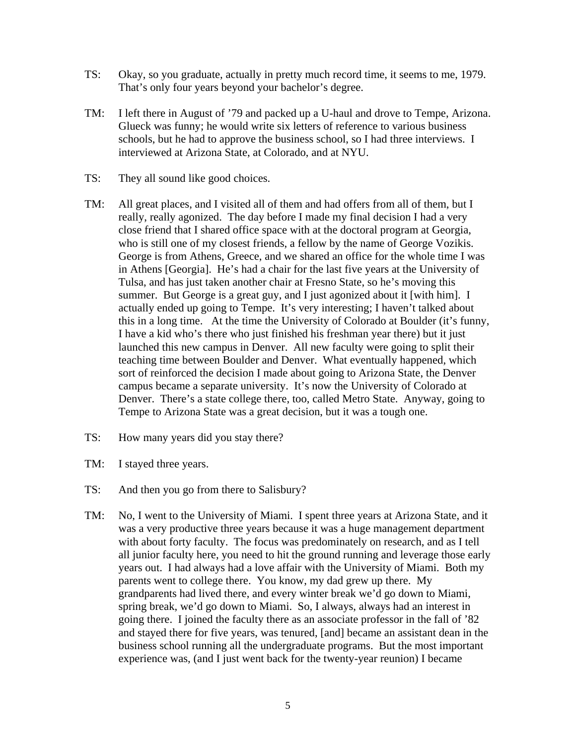TS: Okay, so you graduate, actually in pretty much record time, it seems to me, 1979. That's only four years beyond your bachelor's degree.

TM: I left there in August of '79 and packed up a U-haul and drove to Tempe, Arizona. Glueck was funny; he would write six letters of reference to various business schools, but he had to approve the business school, so I had three interviews. I interviewed at Arizona State, at Colorado, and at NYU.

TS: They all sound like good choices.

TM: All great places, and I visited all of them and had offers from all of them, but I really, really agonized. The day before I made my final decision I had a very close friend that I shared office space with at the doctoral program at Georgia, who is still one of my closest friends, a fellow by the name of George Vozikis. George is from Athens, Greece, and we shared an office for the whole time I was in Athens [Georgia]. He's had a chair for the last five years at the University of Tulsa, and has just taken another chair at Fresno State, so he's moving this summer. But George is a great guy, and I just agonized about it [with him]. I actually ended up going to Tempe. It's very interesting; I haven't talked about this in a long time. At the time the University of Colorado at Boulder (it's funny, I have a kid who's there who just finished his freshman year there) but it just launched this new campus in Denver. All new faculty were going to split their teaching time between Boulder and Denver. What eventually happened, which sort of reinforced the decision I made about going to Arizona State, the Denver campus became a separate university. It's now the University of Colorado at Denver. There's a state college there, too, called Metro State. Anyway, going to Tempe to Arizona State was a great decision, but it was a tough one.

TS: How many years did you stay there?

TM: I stayed three years.

TS: And then you go from there to Salisbury?

TM: No, I went to the University of Miami. I spent three years at Arizona State, and it was a very productive three years because it was a huge management department with about forty faculty. The focus was predominately on research, and as I tell all junior faculty here, you need to hit the ground running and leverage those early years out. I had always had a love affair with the University of Miami. Both my parents went to college there. You know, my dad grew up there. My grandparents had lived there, and every winter break we'd go down to Miami, spring break, we'd go down to Miami. So, I always, always had an interest in going there. I joined the faculty there as an associate professor in the fall of '82 and stayed there for five years, was tenured, [and] became an assistant dean in the business school running all the undergraduate programs. But the most important experience was, (and I just went back for the twenty-year reunion) I became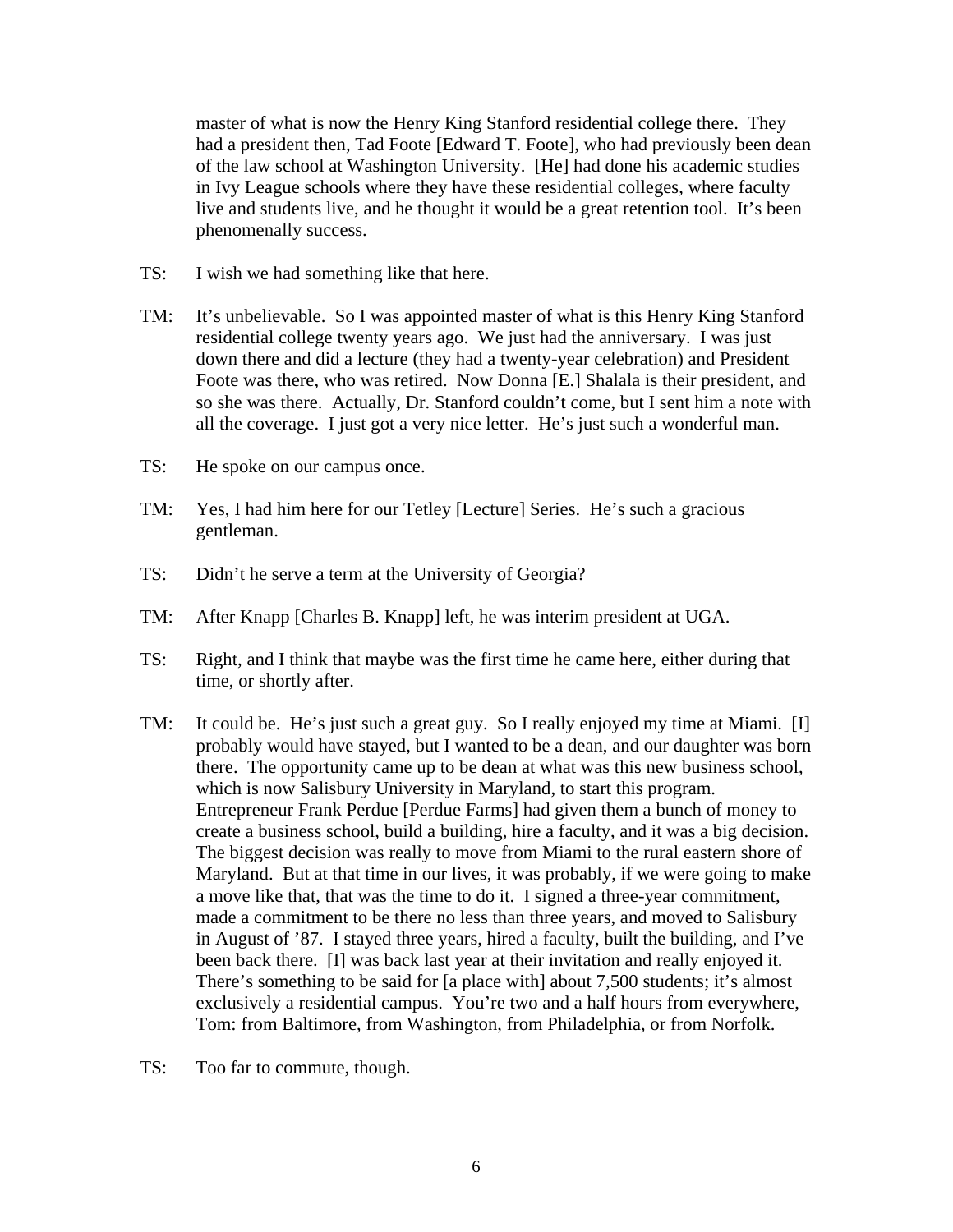master of what is now the Henry King Stanford residential college there. They had a president then, Tad Foote [Edward T. Foote], who had previously been dean of the law school at Washington University. [He] had done his academic studies in Ivy League schools where they have these residential colleges, where faculty live and students live, and he thought it would be a great retention tool. It's been phenomenally success.

TS: I wish we had something like that here.

TM: It's unbelievable. So I was appointed master of what is this Henry King Stanford residential college twenty years ago. We just had the anniversary. I was just down there and did a lecture (they had a twenty-year celebration) and President Foote was there, who was retired. Now Donna [E.] Shalala is their president, and so she was there. Actually, Dr. Stanford couldn't come, but I sent him a note with all the coverage. I just got a very nice letter. He's just such a wonderful man.

TS: He spoke on our campus once.

TM: Yes, I had him here for our Tetley [Lecture] Series. He's such a gracious gentleman.

TS: Didn't he serve a term at the University of Georgia?

TM: After Knapp [Charles B. Knapp] left, he was interim president at UGA.

TS: Right, and I think that maybe was the first time he came here, either during that time, or shortly after.

TM: It could be. He's just such a great guy. So I really enjoyed my time at Miami. [I] probably would have stayed, but I wanted to be a dean, and our daughter was born there. The opportunity came up to be dean at what was this new business school, which is now Salisbury University in Maryland, to start this program. Entrepreneur Frank Perdue [Perdue Farms] had given them a bunch of money to create a business school, build a building, hire a faculty, and it was a big decision. The biggest decision was really to move from Miami to the rural eastern shore of Maryland. But at that time in our lives, it was probably, if we were going to make a move like that, that was the time to do it. I signed a three-year commitment, made a commitment to be there no less than three years, and moved to Salisbury in August of '87. I stayed three years, hired a faculty, built the building, and I've been back there. [I] was back last year at their invitation and really enjoyed it. There's something to be said for [a place with] about 7,500 students; it's almost exclusively a residential campus. You're two and a half hours from everywhere, Tom: from Baltimore, from Washington, from Philadelphia, or from Norfolk.

TS: Too far to commute, though.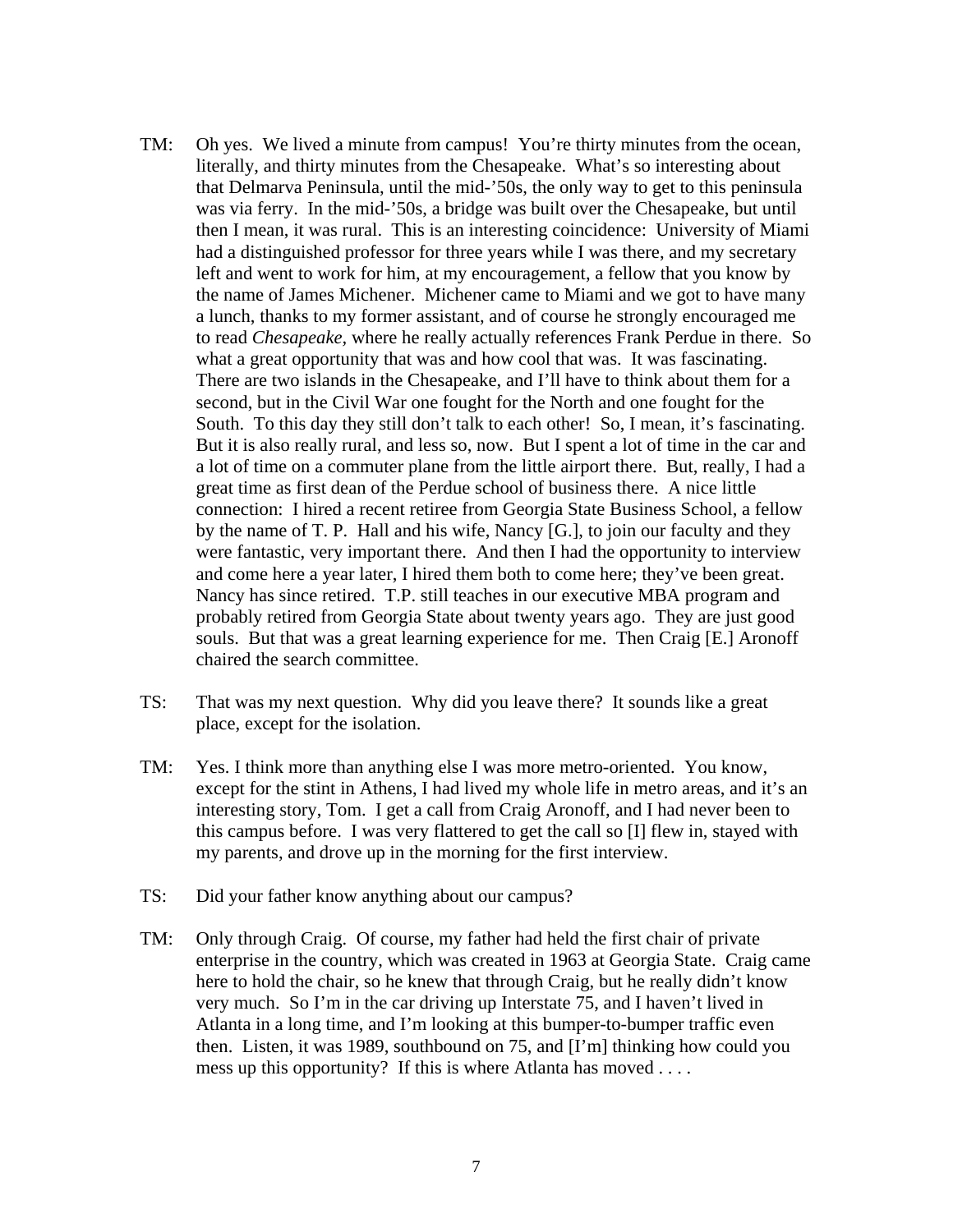TM: Oh yes. We lived a minute from campus! You're thirty minutes from the ocean, literally, and thirty minutes from the Chesapeake. What's so interesting about that Delmarva Peninsula, until the mid-'50s, the only way to get to this peninsula was via ferry. In the mid-'50s, a bridge was built over the Chesapeake, but until then I mean, it was rural. This is an interesting coincidence: University of Miami had a distinguished professor for three years while I was there, and my secretary left and went to work for him, at my encouragement, a fellow that you know by the name of James Michener. Michener came to Miami and we got to have many a lunch, thanks to my former assistant, and of course he strongly encouraged me to read *Chesapeake*, where he really actually references Frank Perdue in there. So what a great opportunity that was and how cool that was. It was fascinating. There are two islands in the Chesapeake, and I'll have to think about them for a second, but in the Civil War one fought for the North and one fought for the South. To this day they still don't talk to each other! So, I mean, it's fascinating. But it is also really rural, and less so, now. But I spent a lot of time in the car and a lot of time on a commuter plane from the little airport there. But, really, I had a great time as first dean of the Perdue school of business there. A nice little connection: I hired a recent retiree from Georgia State Business School, a fellow by the name of T. P. Hall and his wife, Nancy [G.], to join our faculty and they were fantastic, very important there. And then I had the opportunity to interview and come here a year later, I hired them both to come here; they've been great. Nancy has since retired. T.P. still teaches in our executive MBA program and probably retired from Georgia State about twenty years ago. They are just good souls. But that was a great learning experience for me. Then Craig [E.] Aronoff chaired the search committee.

TS: That was my next question. Why did you leave there? It sounds like a great place, except for the isolation.

TM: Yes. I think more than anything else I was more metro-oriented. You know, except for the stint in Athens, I had lived my whole life in metro areas, and it's an interesting story, Tom. I get a call from Craig Aronoff, and I had never been to this campus before. I was very flattered to get the call so [I] flew in, stayed with my parents, and drove up in the morning for the first interview.

TS: Did your father know anything about our campus?

TM: Only through Craig. Of course, my father had held the first chair of private enterprise in the country, which was created in 1963 at Georgia State. Craig came here to hold the chair, so he knew that through Craig, but he really didn't know very much. So I'm in the car driving up Interstate 75, and I haven't lived in Atlanta in a long time, and I'm looking at this bumper-to-bumper traffic even then. Listen, it was 1989, southbound on 75, and [I'm] thinking how could you mess up this opportunity? If this is where Atlanta has moved . . . .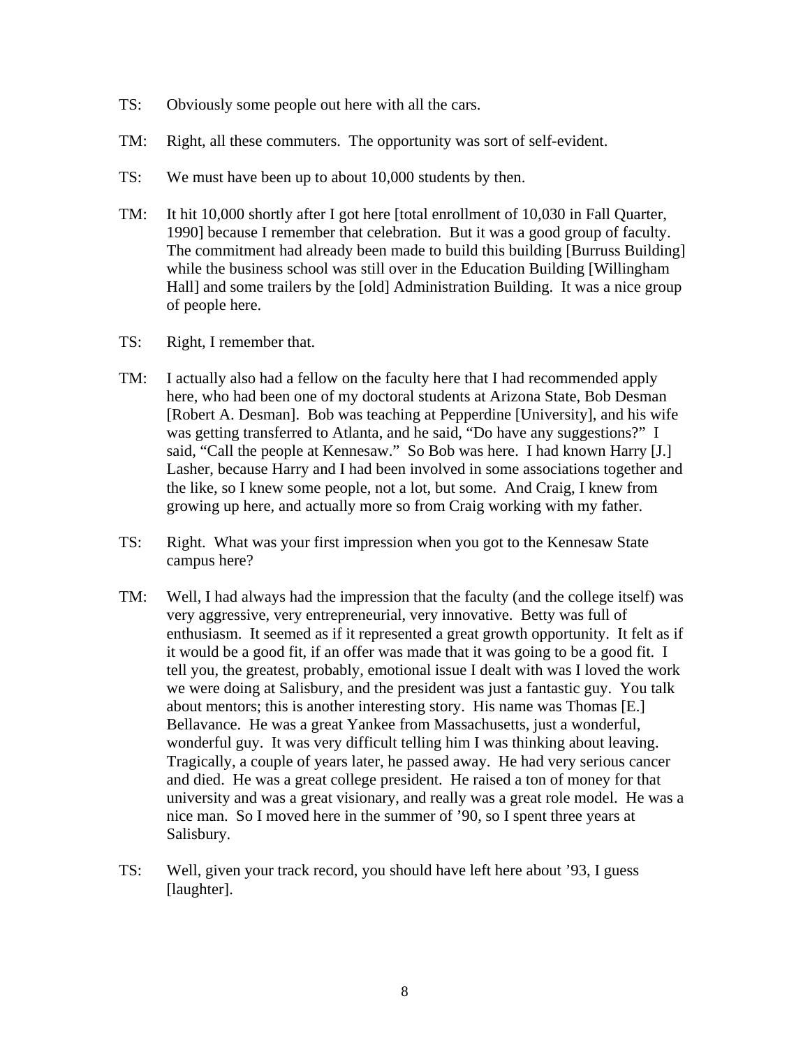TS: Obviously some people out here with all the cars.

TM: Right, all these commuters. The opportunity was sort of self-evident.

TS: We must have been up to about 10,000 students by then.

TM: It hit 10,000 shortly after I got here [total enrollment of 10,030 in Fall Quarter, 1990] because I remember that celebration. But it was a good group of faculty. The commitment had already been made to build this building [Burruss Building] while the business school was still over in the Education Building [Willingham Hall] and some trailers by the [old] Administration Building. It was a nice group of people here.

TS: Right, I remember that.

TM: I actually also had a fellow on the faculty here that I had recommended apply here, who had been one of my doctoral students at Arizona State, Bob Desman [Robert A. Desman]. Bob was teaching at Pepperdine [University], and his wife was getting transferred to Atlanta, and he said, "Do have any suggestions?" I said, "Call the people at Kennesaw." So Bob was here. I had known Harry [J.] Lasher, because Harry and I had been involved in some associations together and the like, so I knew some people, not a lot, but some. And Craig, I knew from growing up here, and actually more so from Craig working with my father.

TS: Right. What was your first impression when you got to the Kennesaw State campus here?

TM: Well, I had always had the impression that the faculty (and the college itself) was very aggressive, very entrepreneurial, very innovative. Betty was full of enthusiasm. It seemed as if it represented a great growth opportunity. It felt as if it would be a good fit, if an offer was made that it was going to be a good fit. I tell you, the greatest, probably, emotional issue I dealt with was I loved the work we were doing at Salisbury, and the president was just a fantastic guy. You talk about mentors; this is another interesting story. His name was Thomas [E.] Bellavance. He was a great Yankee from Massachusetts, just a wonderful, wonderful guy. It was very difficult telling him I was thinking about leaving. Tragically, a couple of years later, he passed away. He had very serious cancer and died. He was a great college president. He raised a ton of money for that university and was a great visionary, and really was a great role model. He was a nice man. So I moved here in the summer of '90, so I spent three years at Salisbury.

TS: Well, given your track record, you should have left here about '93, I guess [laughter].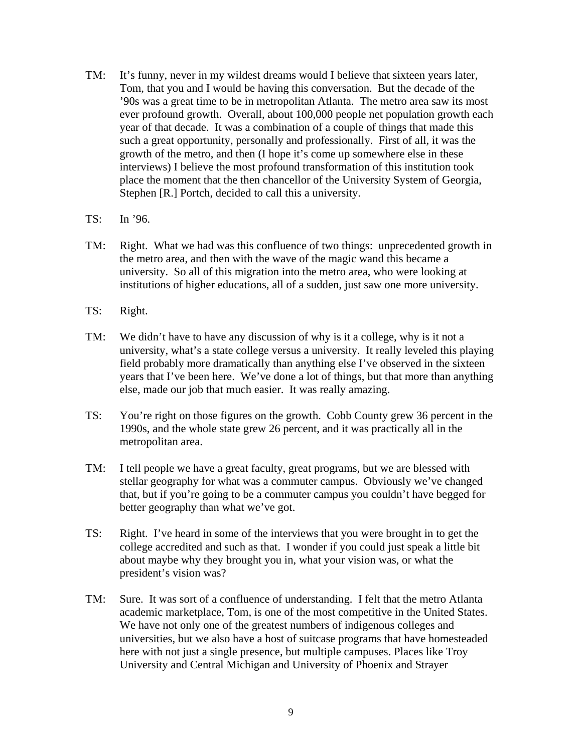TM: It's funny, never in my wildest dreams would I believe that sixteen years later, Tom, that you and I would be having this conversation. But the decade of the '90s was a great time to be in metropolitan Atlanta. The metro area saw its most ever profound growth. Overall, about 100,000 people net population growth each year of that decade. It was a combination of a couple of things that made this such a great opportunity, personally and professionally. First of all, it was the growth of the metro, and then (I hope it's come up somewhere else in these interviews) I believe the most profound transformation of this institution took place the moment that the then chancellor of the University System of Georgia, Stephen [R.] Portch, decided to call this a university.

TS: In '96.

TM: Right. What we had was this confluence of two things: unprecedented growth in the metro area, and then with the wave of the magic wand this became a university. So all of this migration into the metro area, who were looking at institutions of higher educations, all of a sudden, just saw one more university.

TS: Right.

TM: We didn't have to have any discussion of why is it a college, why is it not a university, what's a state college versus a university. It really leveled this playing field probably more dramatically than anything else I've observed in the sixteen years that I've been here. We've done a lot of things, but that more than anything else, made our job that much easier. It was really amazing.

TS: You're right on those figures on the growth. Cobb County grew 36 percent in the 1990s, and the whole state grew 26 percent, and it was practically all in the metropolitan area.

TM: I tell people we have a great faculty, great programs, but we are blessed with stellar geography for what was a commuter campus. Obviously we've changed that, but if you're going to be a commuter campus you couldn't have begged for better geography than what we've got.

TS: Right. I've heard in some of the interviews that you were brought in to get the college accredited and such as that. I wonder if you could just speak a little bit about maybe why they brought you in, what your vision was, or what the president's vision was?

TM: Sure. It was sort of a confluence of understanding. I felt that the metro Atlanta academic marketplace, Tom, is one of the most competitive in the United States. We have not only one of the greatest numbers of indigenous colleges and universities, but we also have a host of suitcase programs that have homesteaded here with not just a single presence, but multiple campuses. Places like Troy University and Central Michigan and University of Phoenix and Strayer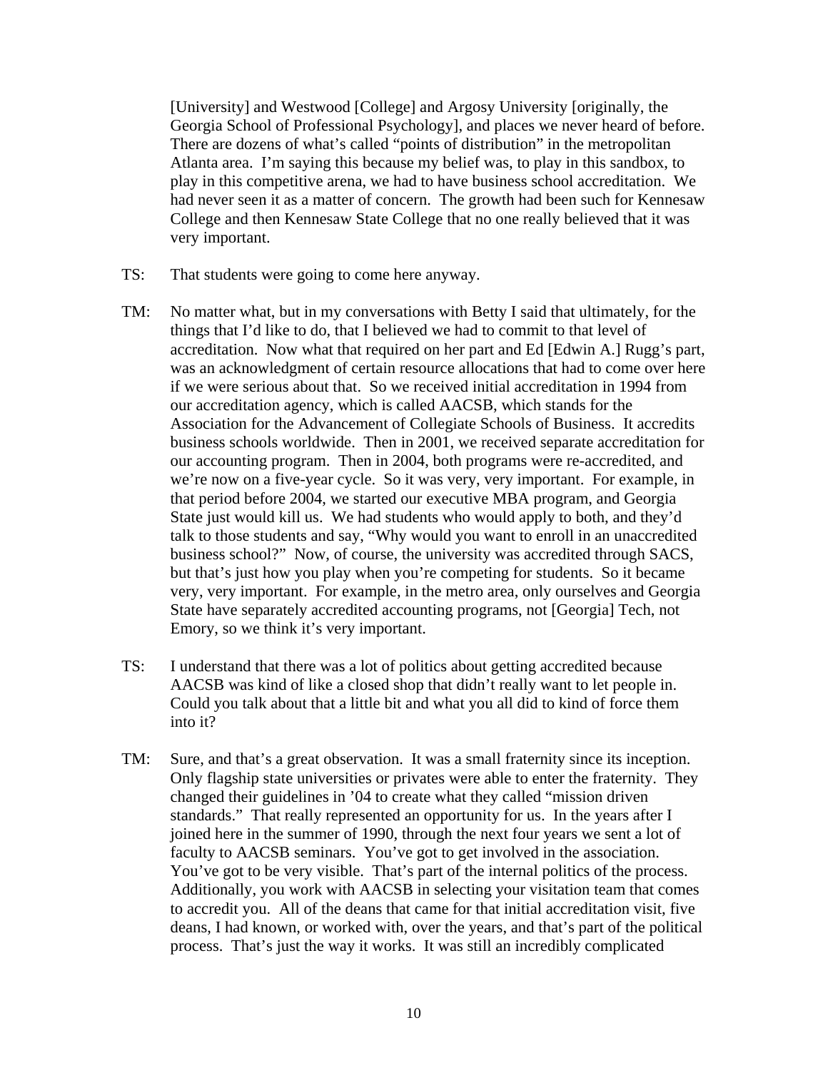[University] and Westwood [College] and Argosy University [originally, the Georgia School of Professional Psychology], and places we never heard of before. There are dozens of what's called "points of distribution" in the metropolitan Atlanta area. I'm saying this because my belief was, to play in this sandbox, to play in this competitive arena, we had to have business school accreditation. We had never seen it as a matter of concern. The growth had been such for Kennesaw College and then Kennesaw State College that no one really believed that it was very important.

TS: That students were going to come here anyway.

TM: No matter what, but in my conversations with Betty I said that ultimately, for the things that I'd like to do, that I believed we had to commit to that level of accreditation. Now what that required on her part and Ed [Edwin A.] Rugg's part, was an acknowledgment of certain resource allocations that had to come over here if we were serious about that. So we received initial accreditation in 1994 from our accreditation agency, which is called AACSB, which stands for the Association for the Advancement of Collegiate Schools of Business. It accredits business schools worldwide. Then in 2001, we received separate accreditation for our accounting program. Then in 2004, both programs were re-accredited, and we're now on a five-year cycle. So it was very, very important. For example, in that period before 2004, we started our executive MBA program, and Georgia State just would kill us. We had students who would apply to both, and they'd talk to those students and say, "Why would you want to enroll in an unaccredited business school?" Now, of course, the university was accredited through SACS, but that's just how you play when you're competing for students. So it became very, very important. For example, in the metro area, only ourselves and Georgia State have separately accredited accounting programs, not [Georgia] Tech, not Emory, so we think it's very important.

TS: I understand that there was a lot of politics about getting accredited because AACSB was kind of like a closed shop that didn't really want to let people in. Could you talk about that a little bit and what you all did to kind of force them into it?

TM: Sure, and that's a great observation. It was a small fraternity since its inception. Only flagship state universities or privates were able to enter the fraternity. They changed their guidelines in '04 to create what they called "mission driven standards." That really represented an opportunity for us. In the years after I joined here in the summer of 1990, through the next four years we sent a lot of faculty to AACSB seminars. You've got to get involved in the association. You've got to be very visible. That's part of the internal politics of the process. Additionally, you work with AACSB in selecting your visitation team that comes to accredit you. All of the deans that came for that initial accreditation visit, five deans, I had known, or worked with, over the years, and that's part of the political process. That's just the way it works. It was still an incredibly complicated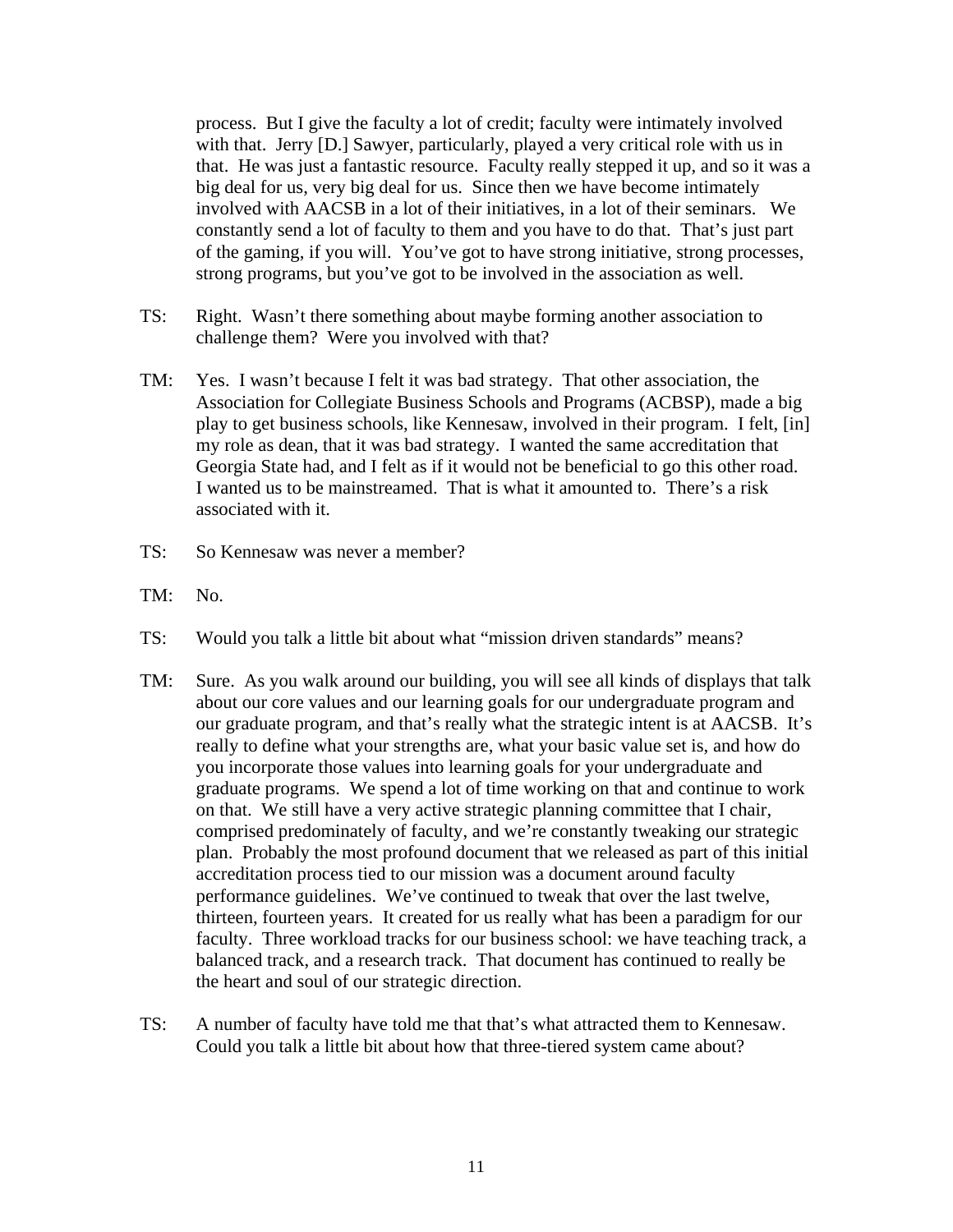process. But I give the faculty a lot of credit; faculty were intimately involved with that. Jerry [D.] Sawyer, particularly, played a very critical role with us in that. He was just a fantastic resource. Faculty really stepped it up, and so it was a big deal for us, very big deal for us. Since then we have become intimately involved with AACSB in a lot of their initiatives, in a lot of their seminars. We constantly send a lot of faculty to them and you have to do that. That's just part of the gaming, if you will. You've got to have strong initiative, strong processes, strong programs, but you've got to be involved in the association as well.

TS: Right. Wasn't there something about maybe forming another association to challenge them? Were you involved with that?

TM: Yes. I wasn't because I felt it was bad strategy. That other association, the Association for Collegiate Business Schools and Programs (ACBSP), made a big play to get business schools, like Kennesaw, involved in their program. I felt, [in] my role as dean, that it was bad strategy. I wanted the same accreditation that Georgia State had, and I felt as if it would not be beneficial to go this other road. I wanted us to be mainstreamed. That is what it amounted to. There's a risk associated with it.

TS: So Kennesaw was never a member?

TM: No.

TS: Would you talk a little bit about what "mission driven standards" means?

TM: Sure. As you walk around our building, you will see all kinds of displays that talk about our core values and our learning goals for our undergraduate program and our graduate program, and that's really what the strategic intent is at AACSB. It's really to define what your strengths are, what your basic value set is, and how do you incorporate those values into learning goals for your undergraduate and graduate programs. We spend a lot of time working on that and continue to work on that. We still have a very active strategic planning committee that I chair, comprised predominately of faculty, and we're constantly tweaking our strategic plan. Probably the most profound document that we released as part of this initial accreditation process tied to our mission was a document around faculty performance guidelines. We've continued to tweak that over the last twelve, thirteen, fourteen years. It created for us really what has been a paradigm for our faculty. Three workload tracks for our business school: we have teaching track, a balanced track, and a research track. That document has continued to really be the heart and soul of our strategic direction.

TS: A number of faculty have told me that that's what attracted them to Kennesaw. Could you talk a little bit about how that three-tiered system came about?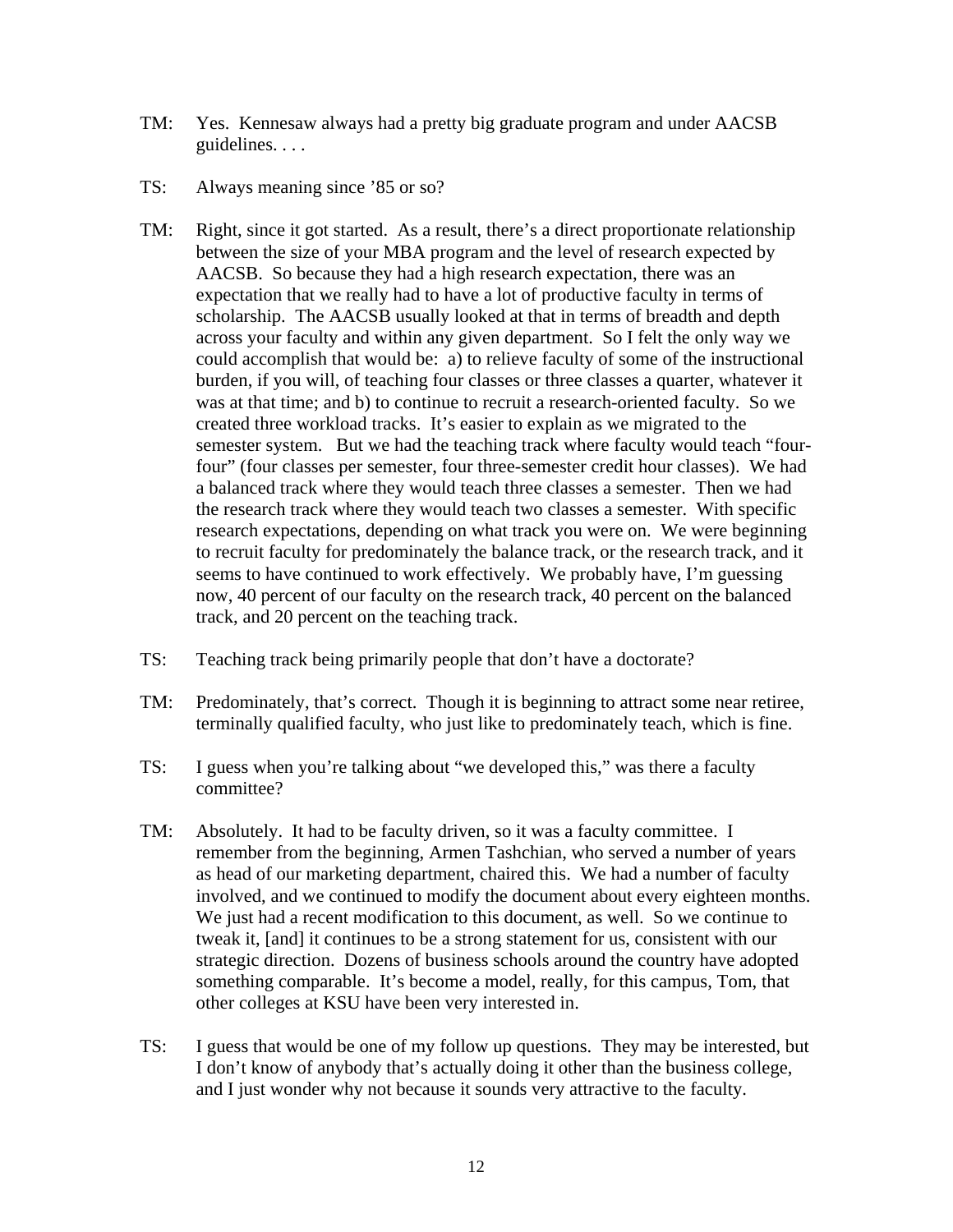TM: Yes. Kennesaw always had a pretty big graduate program and under AACSB guidelines. . . .

TS: Always meaning since '85 or so?

TM: Right, since it got started. As a result, there's a direct proportionate relationship between the size of your MBA program and the level of research expected by AACSB. So because they had a high research expectation, there was an expectation that we really had to have a lot of productive faculty in terms of scholarship. The AACSB usually looked at that in terms of breadth and depth across your faculty and within any given department. So I felt the only way we could accomplish that would be: a) to relieve faculty of some of the instructional burden, if you will, of teaching four classes or three classes a quarter, whatever it was at that time; and b) to continue to recruit a research-oriented faculty. So we created three workload tracks. It's easier to explain as we migrated to the semester system. But we had the teaching track where faculty would teach "four-four" (four classes per semester, four three-semester credit hour classes). We had a balanced track where they would teach three classes a semester. Then we had the research track where they would teach two classes a semester. With specific research expectations, depending on what track you were on. We were beginning to recruit faculty for predominately the balance track, or the research track, and it seems to have continued to work effectively. We probably have, I'm guessing now, 40 percent of our faculty on the research track, 40 percent on the balanced track, and 20 percent on the teaching track.

TS: Teaching track being primarily people that don't have a doctorate?

TM: Predominately, that's correct. Though it is beginning to attract some near retiree, terminally qualified faculty, who just like to predominately teach, which is fine.

TS: I guess when you're talking about "we developed this," was there a faculty committee?

TM: Absolutely. It had to be faculty driven, so it was a faculty committee. I remember from the beginning, Armen Tashchian, who served a number of years as head of our marketing department, chaired this. We had a number of faculty involved, and we continued to modify the document about every eighteen months. We just had a recent modification to this document, as well. So we continue to tweak it, [and] it continues to be a strong statement for us, consistent with our strategic direction. Dozens of business schools around the country have adopted something comparable. It's become a model, really, for this campus, Tom, that other colleges at KSU have been very interested in.

TS: I guess that would be one of my follow up questions. They may be interested, but I don't know of anybody that's actually doing it other than the business college, and I just wonder why not because it sounds very attractive to the faculty.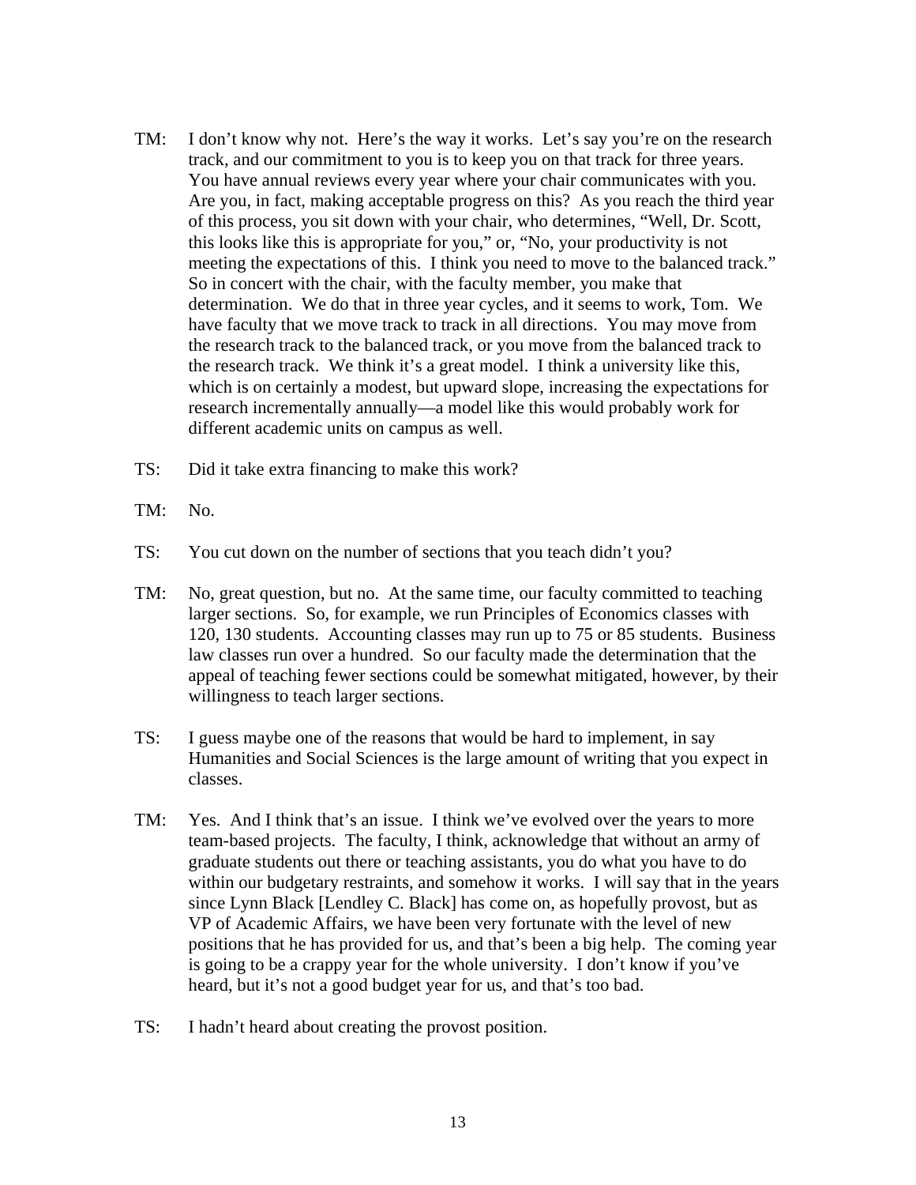TM: I don't know why not. Here's the way it works. Let's say you're on the research track, and our commitment to you is to keep you on that track for three years. You have annual reviews every year where your chair communicates with you. Are you, in fact, making acceptable progress on this? As you reach the third year of this process, you sit down with your chair, who determines, "Well, Dr. Scott, this looks like this is appropriate for you," or, "No, your productivity is not meeting the expectations of this. I think you need to move to the balanced track." So in concert with the chair, with the faculty member, you make that determination. We do that in three year cycles, and it seems to work, Tom. We have faculty that we move track to track in all directions. You may move from the research track to the balanced track, or you move from the balanced track to the research track. We think it's a great model. I think a university like this, which is on certainly a modest, but upward slope, increasing the expectations for research incrementally annually—a model like this would probably work for different academic units on campus as well.

TS: Did it take extra financing to make this work?

TM: No.

TS: You cut down on the number of sections that you teach didn't you?

TM: No, great question, but no. At the same time, our faculty committed to teaching larger sections. So, for example, we run Principles of Economics classes with 120, 130 students. Accounting classes may run up to 75 or 85 students. Business law classes run over a hundred. So our faculty made the determination that the appeal of teaching fewer sections could be somewhat mitigated, however, by their willingness to teach larger sections.

TS: I guess maybe one of the reasons that would be hard to implement, in say Humanities and Social Sciences is the large amount of writing that you expect in classes.

TM: Yes. And I think that's an issue. I think we've evolved over the years to more team-based projects. The faculty, I think, acknowledge that without an army of graduate students out there or teaching assistants, you do what you have to do within our budgetary restraints, and somehow it works. I will say that in the years since Lynn Black [Lendley C. Black] has come on, as hopefully provost, but as VP of Academic Affairs, we have been very fortunate with the level of new positions that he has provided for us, and that's been a big help. The coming year is going to be a crappy year for the whole university. I don't know if you've heard, but it's not a good budget year for us, and that's too bad.

TS: I hadn't heard about creating the provost position.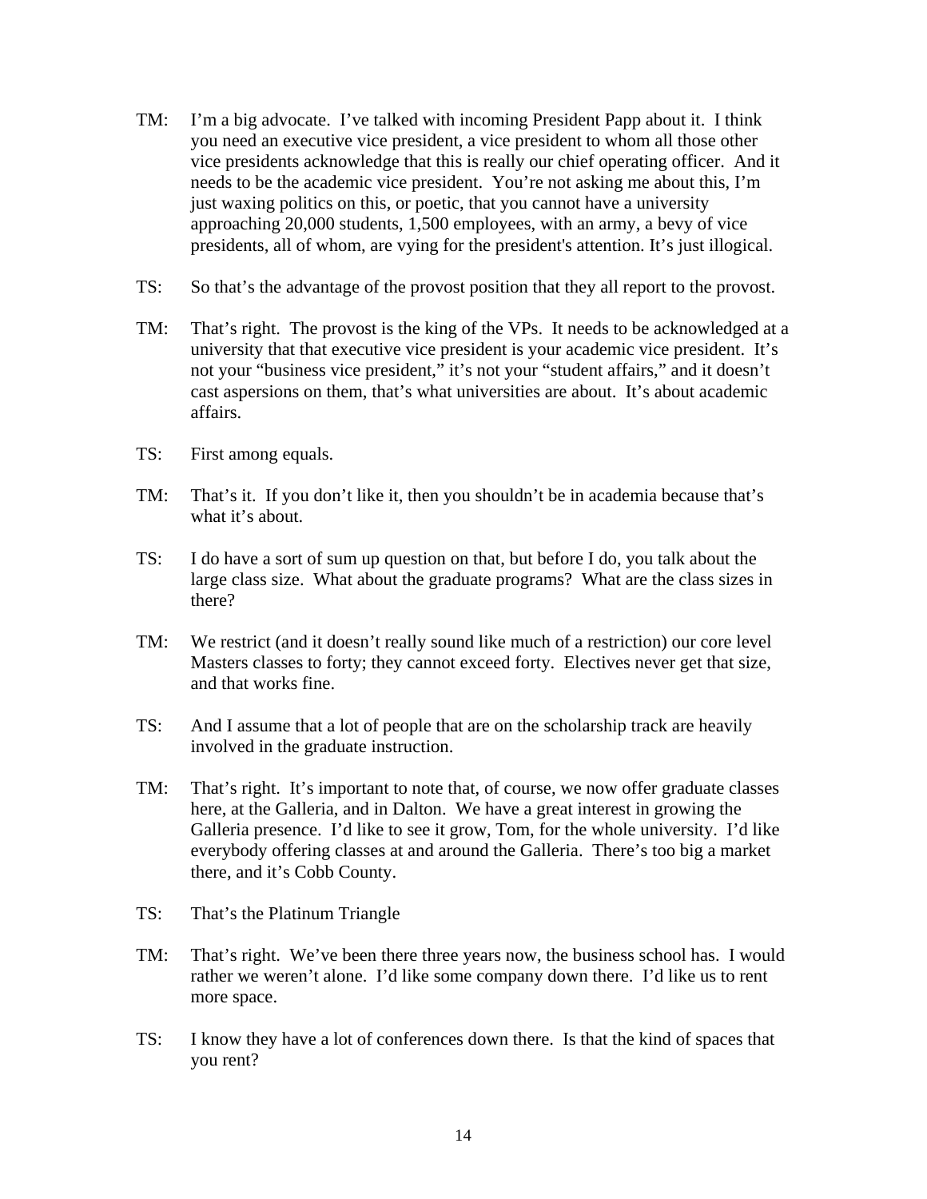TM: I'm a big advocate. I've talked with incoming President Papp about it. I think you need an executive vice president, a vice president to whom all those other vice presidents acknowledge that this is really our chief operating officer. And it needs to be the academic vice president. You're not asking me about this, I'm just waxing politics on this, or poetic, that you cannot have a university approaching 20,000 students, 1,500 employees, with an army, a bevy of vice presidents, all of whom, are vying for the president's attention. It's just illogical.

TS: So that's the advantage of the provost position that they all report to the provost.

TM: That's right. The provost is the king of the VPs. It needs to be acknowledged at a university that that executive vice president is your academic vice president. It's not your "business vice president," it's not your "student affairs," and it doesn't cast aspersions on them, that's what universities are about. It's about academic affairs.

TS: First among equals.

TM: That's it. If you don't like it, then you shouldn't be in academia because that's what it's about.

TS: I do have a sort of sum up question on that, but before I do, you talk about the large class size. What about the graduate programs? What are the class sizes in there?

TM: We restrict (and it doesn't really sound like much of a restriction) our core level Masters classes to forty; they cannot exceed forty. Electives never get that size, and that works fine.

TS: And I assume that a lot of people that are on the scholarship track are heavily involved in the graduate instruction.

TM: That's right. It's important to note that, of course, we now offer graduate classes here, at the Galleria, and in Dalton. We have a great interest in growing the Galleria presence. I'd like to see it grow, Tom, for the whole university. I'd like everybody offering classes at and around the Galleria. There's too big a market there, and it's Cobb County.

TS: That's the Platinum Triangle

TM: That's right. We've been there three years now, the business school has. I would rather we weren't alone. I'd like some company down there. I'd like us to rent more space.

TS: I know they have a lot of conferences down there. Is that the kind of spaces that you rent?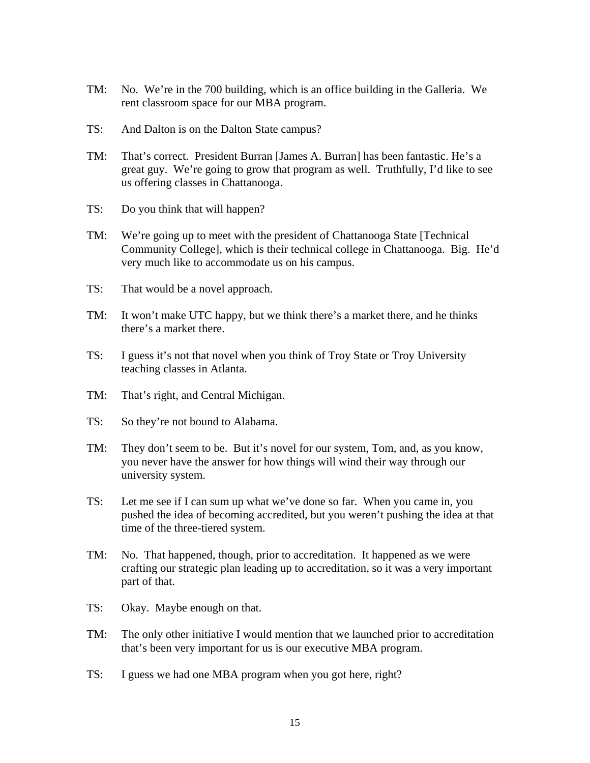TM: No. We're in the 700 building, which is an office building in the Galleria. We rent classroom space for our MBA program.

TS: And Dalton is on the Dalton State campus?

TM: That's correct. President Burran [James A. Burran] has been fantastic. He's a great guy. We're going to grow that program as well. Truthfully, I'd like to see us offering classes in Chattanooga.

TS: Do you think that will happen?

TM: We're going up to meet with the president of Chattanooga State [Technical Community College], which is their technical college in Chattanooga. Big. He'd very much like to accommodate us on his campus.

TS: That would be a novel approach.

TM: It won't make UTC happy, but we think there's a market there, and he thinks there's a market there.

TS: I guess it's not that novel when you think of Troy State or Troy University teaching classes in Atlanta.

TM: That's right, and Central Michigan.

TS: So they're not bound to Alabama.

TM: They don't seem to be. But it's novel for our system, Tom, and, as you know, you never have the answer for how things will wind their way through our university system.

TS: Let me see if I can sum up what we've done so far. When you came in, you pushed the idea of becoming accredited, but you weren't pushing the idea at that time of the three-tiered system.

TM: No. That happened, though, prior to accreditation. It happened as we were crafting our strategic plan leading up to accreditation, so it was a very important part of that.

TS: Okay. Maybe enough on that.

TM: The only other initiative I would mention that we launched prior to accreditation that's been very important for us is our executive MBA program.

TS: I guess we had one MBA program when you got here, right?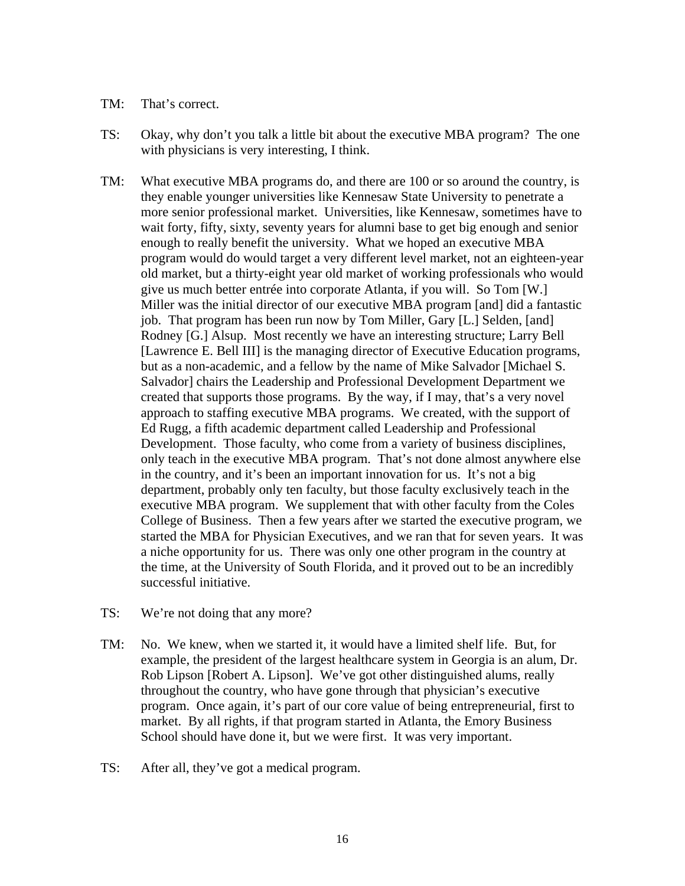TM: That's correct.

TS: Okay, why don't you talk a little bit about the executive MBA program? The one with physicians is very interesting, I think.

TM: What executive MBA programs do, and there are 100 or so around the country, is they enable younger universities like Kennesaw State University to penetrate a more senior professional market. Universities, like Kennesaw, sometimes have to wait forty, fifty, sixty, seventy years for alumni base to get big enough and senior enough to really benefit the university. What we hoped an executive MBA program would do would target a very different level market, not an eighteen-year old market, but a thirty-eight year old market of working professionals who would give us much better entrée into corporate Atlanta, if you will. So Tom [W.] Miller was the initial director of our executive MBA program [and] did a fantastic job. That program has been run now by Tom Miller, Gary [L.] Selden, [and] Rodney [G.] Alsup. Most recently we have an interesting structure; Larry Bell [Lawrence E. Bell III] is the managing director of Executive Education programs, but as a non-academic, and a fellow by the name of Mike Salvador [Michael S. Salvador] chairs the Leadership and Professional Development Department we created that supports those programs. By the way, if I may, that's a very novel approach to staffing executive MBA programs. We created, with the support of Ed Rugg, a fifth academic department called Leadership and Professional Development. Those faculty, who come from a variety of business disciplines, only teach in the executive MBA program. That's not done almost anywhere else in the country, and it's been an important innovation for us. It's not a big department, probably only ten faculty, but those faculty exclusively teach in the executive MBA program. We supplement that with other faculty from the Coles College of Business. Then a few years after we started the executive program, we started the MBA for Physician Executives, and we ran that for seven years. It was a niche opportunity for us. There was only one other program in the country at the time, at the University of South Florida, and it proved out to be an incredibly successful initiative.

TS: We're not doing that any more?

TM: No. We knew, when we started it, it would have a limited shelf life. But, for example, the president of the largest healthcare system in Georgia is an alum, Dr. Rob Lipson [Robert A. Lipson]. We've got other distinguished alums, really throughout the country, who have gone through that physician's executive program. Once again, it's part of our core value of being entrepreneurial, first to market. By all rights, if that program started in Atlanta, the Emory Business School should have done it, but we were first. It was very important.

TS: After all, they've got a medical program.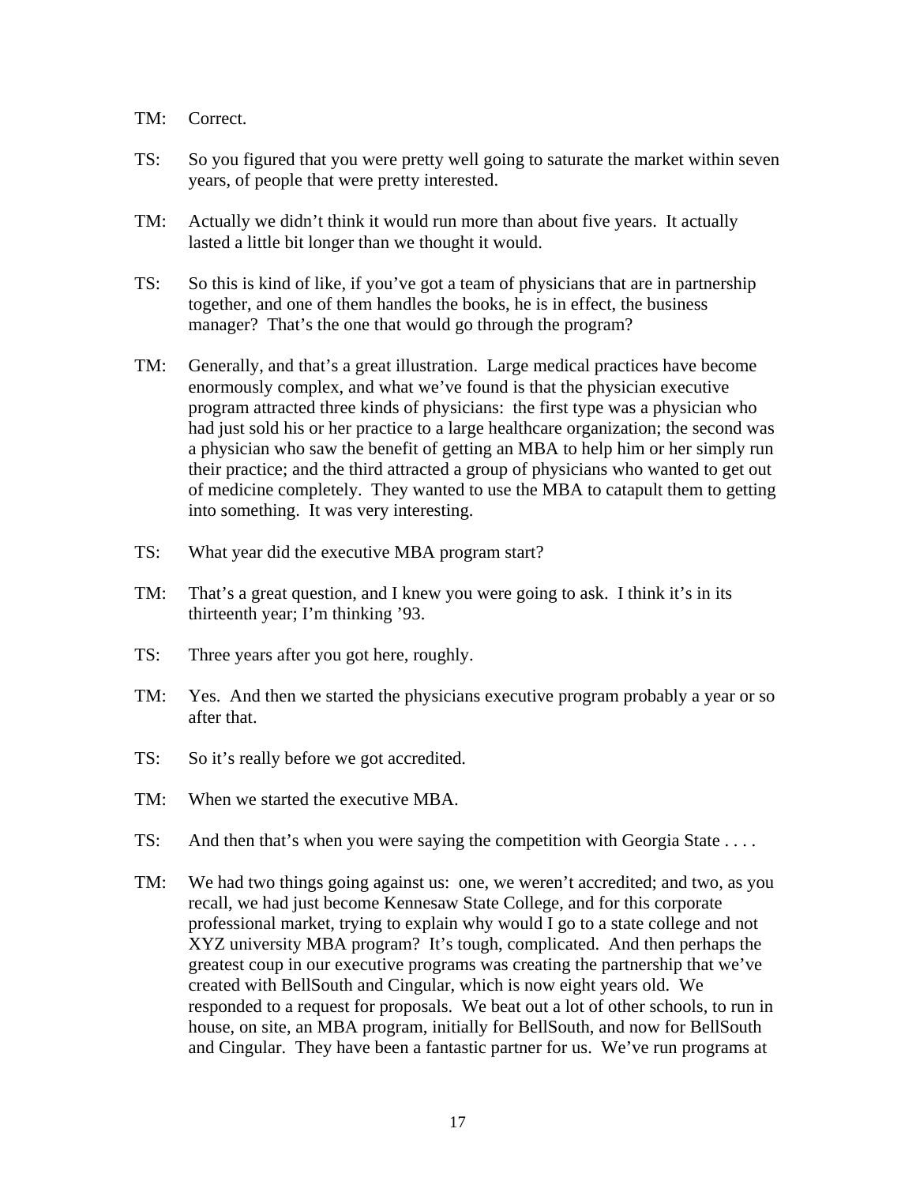TM: Correct.

TS: So you figured that you were pretty well going to saturate the market within seven years, of people that were pretty interested.

TM: Actually we didn't think it would run more than about five years. It actually lasted a little bit longer than we thought it would.

TS: So this is kind of like, if you've got a team of physicians that are in partnership together, and one of them handles the books, he is in effect, the business manager? That's the one that would go through the program?

TM: Generally, and that's a great illustration. Large medical practices have become enormously complex, and what we've found is that the physician executive program attracted three kinds of physicians: the first type was a physician who had just sold his or her practice to a large healthcare organization; the second was a physician who saw the benefit of getting an MBA to help him or her simply run their practice; and the third attracted a group of physicians who wanted to get out of medicine completely. They wanted to use the MBA to catapult them to getting into something. It was very interesting.

TS: What year did the executive MBA program start?

TM: That's a great question, and I knew you were going to ask. I think it's in its thirteenth year; I'm thinking '93.

TS: Three years after you got here, roughly.

TM: Yes. And then we started the physicians executive program probably a year or so after that.

TS: So it's really before we got accredited.

TM: When we started the executive MBA.

TS: And then that's when you were saying the competition with Georgia State . . . .

TM: We had two things going against us: one, we weren't accredited; and two, as you recall, we had just become Kennesaw State College, and for this corporate professional market, trying to explain why would I go to a state college and not XYZ university MBA program? It's tough, complicated. And then perhaps the greatest coup in our executive programs was creating the partnership that we've created with BellSouth and Cingular, which is now eight years old. We responded to a request for proposals. We beat out a lot of other schools, to run in house, on site, an MBA program, initially for BellSouth, and now for BellSouth and Cingular. They have been a fantastic partner for us. We've run programs at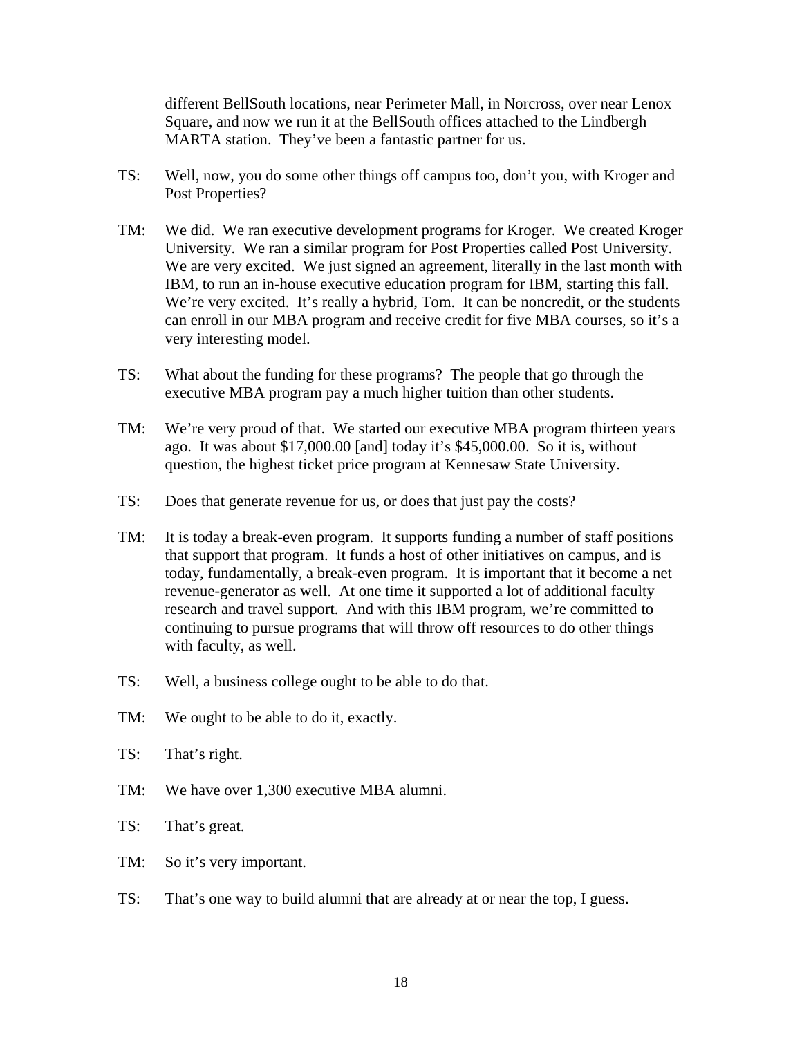different BellSouth locations, near Perimeter Mall, in Norcross, over near Lenox Square, and now we run it at the BellSouth offices attached to the Lindbergh MARTA station. They've been a fantastic partner for us.

TS: Well, now, you do some other things off campus too, don't you, with Kroger and Post Properties?

TM: We did. We ran executive development programs for Kroger. We created Kroger University. We ran a similar program for Post Properties called Post University. We are very excited. We just signed an agreement, literally in the last month with IBM, to run an in-house executive education program for IBM, starting this fall. We're very excited. It's really a hybrid, Tom. It can be noncredit, or the students can enroll in our MBA program and receive credit for five MBA courses, so it's a very interesting model.

TS: What about the funding for these programs? The people that go through the executive MBA program pay a much higher tuition than other students.

TM: We're very proud of that. We started our executive MBA program thirteen years ago. It was about $17,000.00 [and] today it's $45,000.00. So it is, without question, the highest ticket price program at Kennesaw State University.

TS: Does that generate revenue for us, or does that just pay the costs?

TM: It is today a break-even program. It supports funding a number of staff positions that support that program. It funds a host of other initiatives on campus, and is today, fundamentally, a break-even program. It is important that it become a net revenue-generator as well. At one time it supported a lot of additional faculty research and travel support. And with this IBM program, we're committed to continuing to pursue programs that will throw off resources to do other things with faculty, as well.

TS: Well, a business college ought to be able to do that.

TM: We ought to be able to do it, exactly.

TS: That's right.

TM: We have over 1,300 executive MBA alumni.

TS: That's great.

TM: So it's very important.

TS: That's one way to build alumni that are already at or near the top, I guess.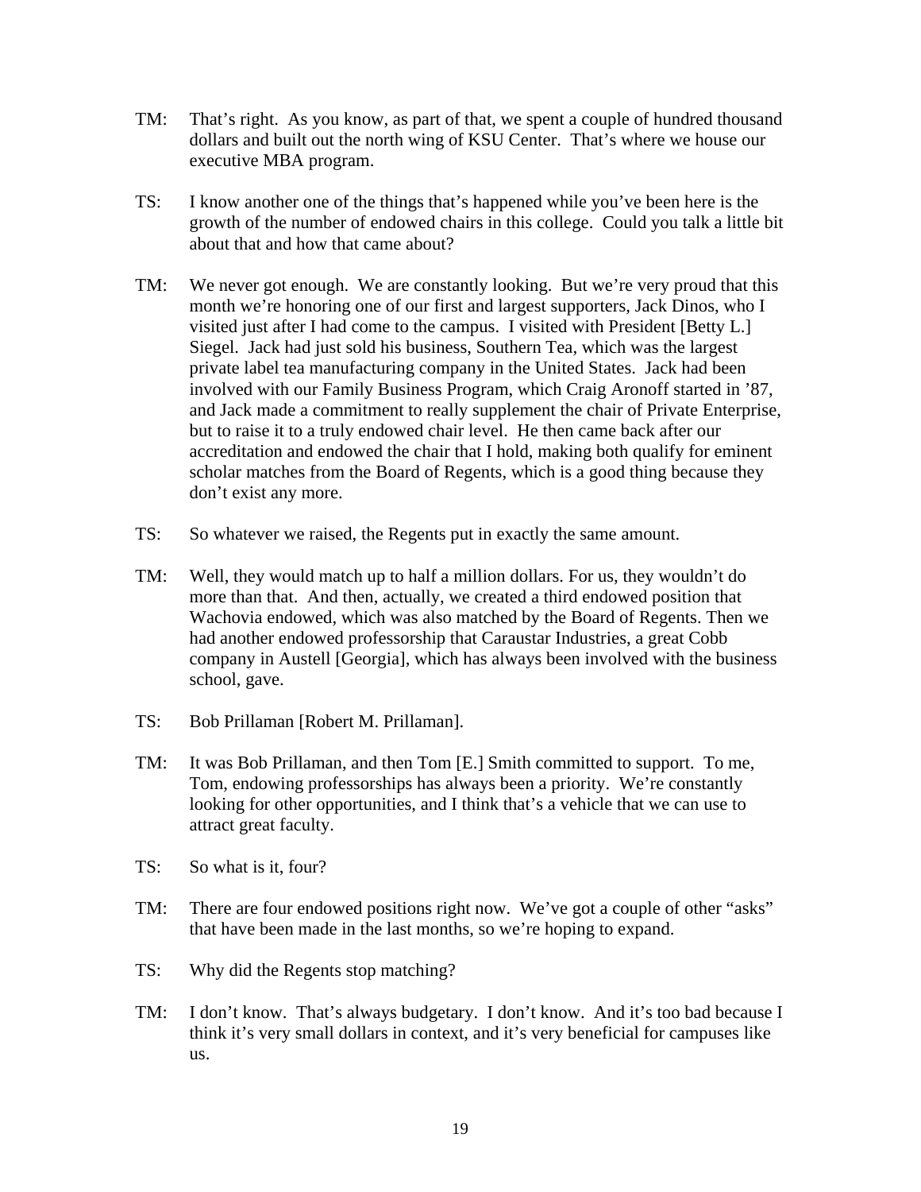TM: That's right. As you know, as part of that, we spent a couple of hundred thousand dollars and built out the north wing of KSU Center. That's where we house our executive MBA program.

TS: I know another one of the things that's happened while you've been here is the growth of the number of endowed chairs in this college. Could you talk a little bit about that and how that came about?

TM: We never got enough. We are constantly looking. But we're very proud that this month we're honoring one of our first and largest supporters, Jack Dinos, who I visited just after I had come to the campus. I visited with President [Betty L.] Siegel. Jack had just sold his business, Southern Tea, which was the largest private label tea manufacturing company in the United States. Jack had been involved with our Family Business Program, which Craig Aronoff started in '87, and Jack made a commitment to really supplement the chair of Private Enterprise, but to raise it to a truly endowed chair level. He then came back after our accreditation and endowed the chair that I hold, making both qualify for eminent scholar matches from the Board of Regents, which is a good thing because they don't exist any more.

TS: So whatever we raised, the Regents put in exactly the same amount.

TM: Well, they would match up to half a million dollars. For us, they wouldn't do more than that. And then, actually, we created a third endowed position that Wachovia endowed, which was also matched by the Board of Regents. Then we had another endowed professorship that Caraustar Industries, a great Cobb company in Austell [Georgia], which has always been involved with the business school, gave.

TS: Bob Prillaman [Robert M. Prillaman].

TM: It was Bob Prillaman, and then Tom [E.] Smith committed to support. To me, Tom, endowing professorships has always been a priority. We're constantly looking for other opportunities, and I think that's a vehicle that we can use to attract great faculty.

TS: So what is it, four?

TM: There are four endowed positions right now. We've got a couple of other "asks" that have been made in the last months, so we're hoping to expand.

TS: Why did the Regents stop matching?

TM: I don't know. That's always budgetary. I don't know. And it's too bad because I think it's very small dollars in context, and it's very beneficial for campuses like us.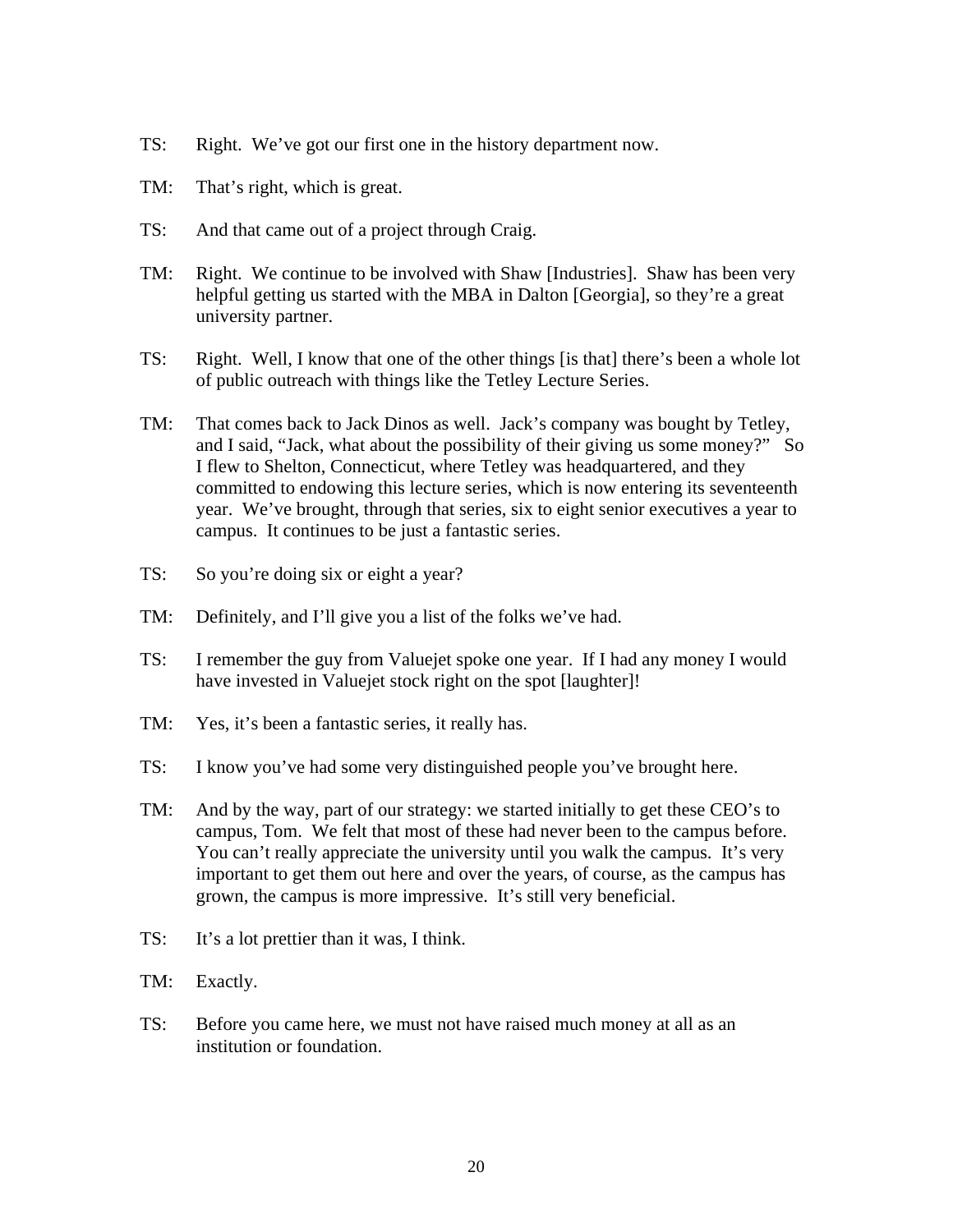TS: Right. We've got our first one in the history department now.

TM: That's right, which is great.

TS: And that came out of a project through Craig.

TM: Right. We continue to be involved with Shaw [Industries]. Shaw has been very helpful getting us started with the MBA in Dalton [Georgia], so they're a great university partner.

TS: Right. Well, I know that one of the other things [is that] there's been a whole lot of public outreach with things like the Tetley Lecture Series.

TM: That comes back to Jack Dinos as well. Jack's company was bought by Tetley, and I said, "Jack, what about the possibility of their giving us some money?" So I flew to Shelton, Connecticut, where Tetley was headquartered, and they committed to endowing this lecture series, which is now entering its seventeenth year. We've brought, through that series, six to eight senior executives a year to campus. It continues to be just a fantastic series.

TS: So you're doing six or eight a year?

TM: Definitely, and I'll give you a list of the folks we've had.

TS: I remember the guy from Valuejet spoke one year. If I had any money I would have invested in Valuejet stock right on the spot [laughter]!

TM: Yes, it's been a fantastic series, it really has.

TS: I know you've had some very distinguished people you've brought here.

TM: And by the way, part of our strategy: we started initially to get these CEO's to campus, Tom. We felt that most of these had never been to the campus before. You can't really appreciate the university until you walk the campus. It's very important to get them out here and over the years, of course, as the campus has grown, the campus is more impressive. It's still very beneficial.

TS: It's a lot prettier than it was, I think.

TM: Exactly.

TS: Before you came here, we must not have raised much money at all as an institution or foundation.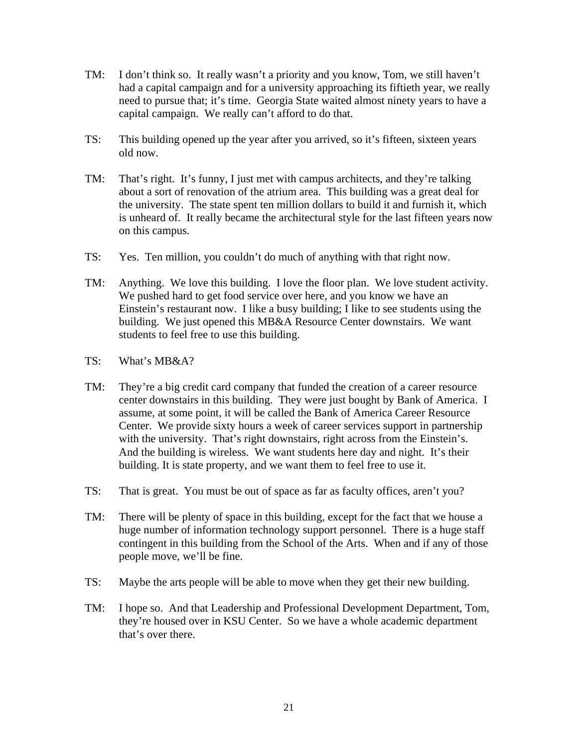TM: I don't think so. It really wasn't a priority and you know, Tom, we still haven't had a capital campaign and for a university approaching its fiftieth year, we really need to pursue that; it's time. Georgia State waited almost ninety years to have a capital campaign. We really can't afford to do that.

TS: This building opened up the year after you arrived, so it's fifteen, sixteen years old now.

TM: That's right. It's funny, I just met with campus architects, and they're talking about a sort of renovation of the atrium area. This building was a great deal for the university. The state spent ten million dollars to build it and furnish it, which is unheard of. It really became the architectural style for the last fifteen years now on this campus.

TS: Yes. Ten million, you couldn't do much of anything with that right now.

TM: Anything. We love this building. I love the floor plan. We love student activity. We pushed hard to get food service over here, and you know we have an Einstein's restaurant now. I like a busy building; I like to see students using the building. We just opened this MB&A Resource Center downstairs. We want students to feel free to use this building.

TS: What's MB&A?

TM: They're a big credit card company that funded the creation of a career resource center downstairs in this building. They were just bought by Bank of America. I assume, at some point, it will be called the Bank of America Career Resource Center. We provide sixty hours a week of career services support in partnership with the university. That's right downstairs, right across from the Einstein's. And the building is wireless. We want students here day and night. It's their building. It is state property, and we want them to feel free to use it.

TS: That is great. You must be out of space as far as faculty offices, aren't you?

TM: There will be plenty of space in this building, except for the fact that we house a huge number of information technology support personnel. There is a huge staff contingent in this building from the School of the Arts. When and if any of those people move, we'll be fine.

TS: Maybe the arts people will be able to move when they get their new building.

TM: I hope so. And that Leadership and Professional Development Department, Tom, they're housed over in KSU Center. So we have a whole academic department that's over there.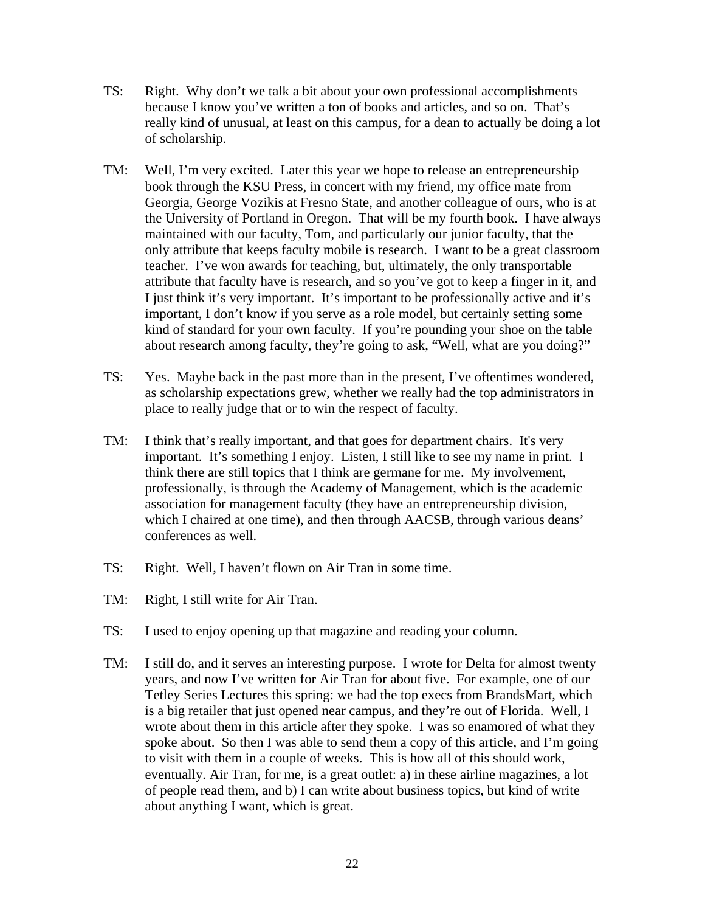TS: Right. Why don't we talk a bit about your own professional accomplishments because I know you've written a ton of books and articles, and so on. That's really kind of unusual, at least on this campus, for a dean to actually be doing a lot of scholarship.

TM: Well, I'm very excited. Later this year we hope to release an entrepreneurship book through the KSU Press, in concert with my friend, my office mate from Georgia, George Vozikis at Fresno State, and another colleague of ours, who is at the University of Portland in Oregon. That will be my fourth book. I have always maintained with our faculty, Tom, and particularly our junior faculty, that the only attribute that keeps faculty mobile is research. I want to be a great classroom teacher. I've won awards for teaching, but, ultimately, the only transportable attribute that faculty have is research, and so you've got to keep a finger in it, and I just think it's very important. It's important to be professionally active and it's important, I don't know if you serve as a role model, but certainly setting some kind of standard for your own faculty. If you're pounding your shoe on the table about research among faculty, they're going to ask, "Well, what are you doing?"

TS: Yes. Maybe back in the past more than in the present, I've oftentimes wondered, as scholarship expectations grew, whether we really had the top administrators in place to really judge that or to win the respect of faculty.

TM: I think that's really important, and that goes for department chairs. It's very important. It's something I enjoy. Listen, I still like to see my name in print. I think there are still topics that I think are germane for me. My involvement, professionally, is through the Academy of Management, which is the academic association for management faculty (they have an entrepreneurship division, which I chaired at one time), and then through AACSB, through various deans' conferences as well.

TS: Right. Well, I haven't flown on Air Tran in some time.

TM: Right, I still write for Air Tran.

TS: I used to enjoy opening up that magazine and reading your column.

TM: I still do, and it serves an interesting purpose. I wrote for Delta for almost twenty years, and now I've written for Air Tran for about five. For example, one of our Tetley Series Lectures this spring: we had the top execs from BrandsMart, which is a big retailer that just opened near campus, and they're out of Florida. Well, I wrote about them in this article after they spoke. I was so enamored of what they spoke about. So then I was able to send them a copy of this article, and I'm going to visit with them in a couple of weeks. This is how all of this should work, eventually. Air Tran, for me, is a great outlet: a) in these airline magazines, a lot of people read them, and b) I can write about business topics, but kind of write about anything I want, which is great.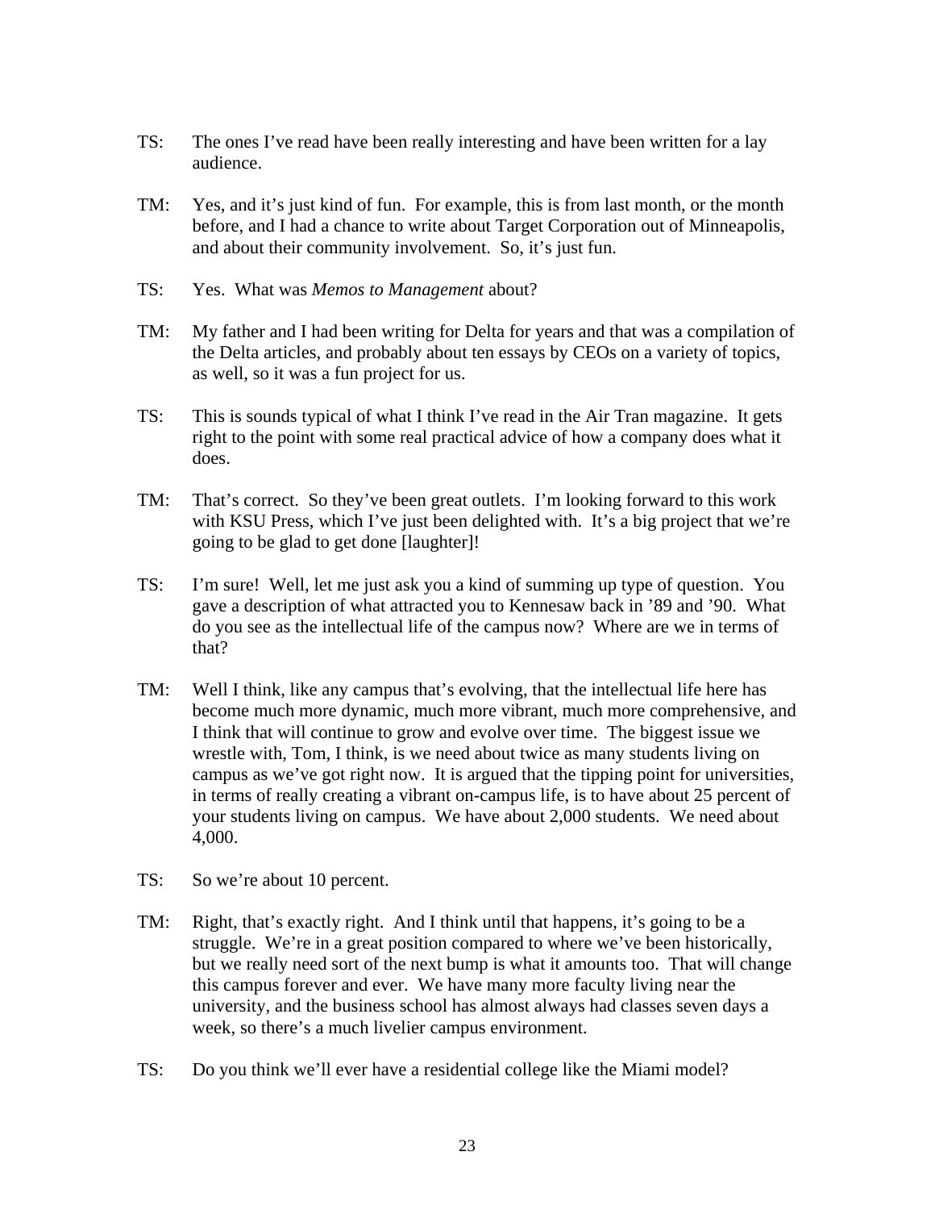TS: The ones I've read have been really interesting and have been written for a lay audience.

TM: Yes, and it's just kind of fun. For example, this is from last month, or the month before, and I had a chance to write about Target Corporation out of Minneapolis, and about their community involvement. So, it's just fun.

TS: Yes. What was *Memos to Management* about?

TM: My father and I had been writing for Delta for years and that was a compilation of the Delta articles, and probably about ten essays by CEOs on a variety of topics, as well, so it was a fun project for us.

TS: This is sounds typical of what I think I've read in the Air Tran magazine. It gets right to the point with some real practical advice of how a company does what it does.

TM: That's correct. So they've been great outlets. I'm looking forward to this work with KSU Press, which I've just been delighted with. It's a big project that we're going to be glad to get done [laughter]!

TS: I'm sure! Well, let me just ask you a kind of summing up type of question. You gave a description of what attracted you to Kennesaw back in '89 and '90. What do you see as the intellectual life of the campus now? Where are we in terms of that?

TM: Well I think, like any campus that's evolving, that the intellectual life here has become much more dynamic, much more vibrant, much more comprehensive, and I think that will continue to grow and evolve over time. The biggest issue we wrestle with, Tom, I think, is we need about twice as many students living on campus as we've got right now. It is argued that the tipping point for universities, in terms of really creating a vibrant on-campus life, is to have about 25 percent of your students living on campus. We have about 2,000 students. We need about 4,000.

TS: So we're about 10 percent.

TM: Right, that's exactly right. And I think until that happens, it's going to be a struggle. We're in a great position compared to where we've been historically, but we really need sort of the next bump is what it amounts too. That will change this campus forever and ever. We have many more faculty living near the university, and the business school has almost always had classes seven days a week, so there's a much livelier campus environment.

TS: Do you think we'll ever have a residential college like the Miami model?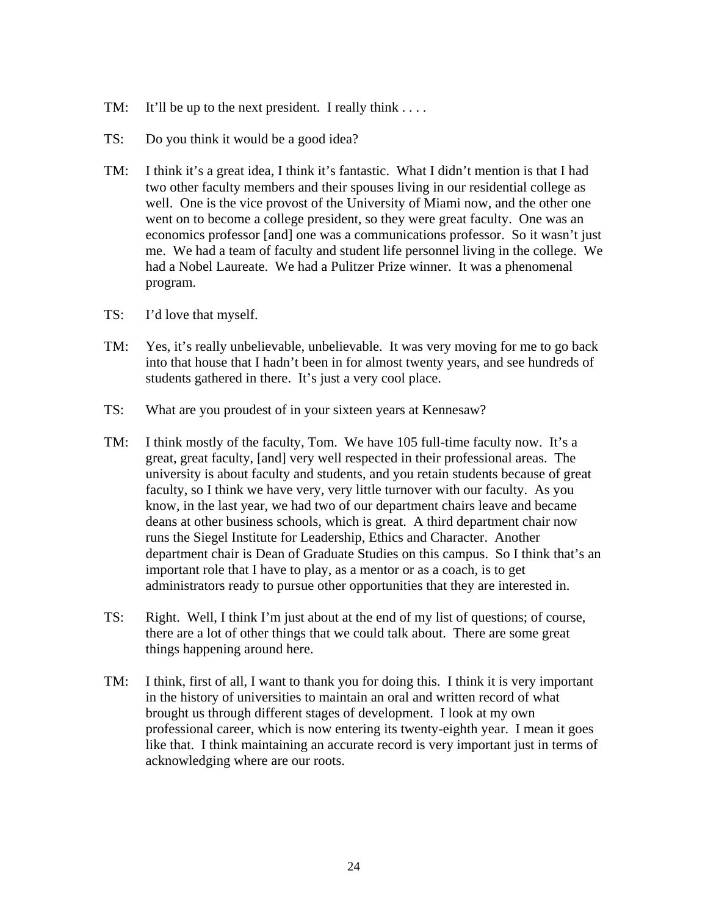TM: It'll be up to the next president. I really think . . . .

TS: Do you think it would be a good idea?

TM: I think it's a great idea, I think it's fantastic. What I didn't mention is that I had two other faculty members and their spouses living in our residential college as well. One is the vice provost of the University of Miami now, and the other one went on to become a college president, so they were great faculty. One was an economics professor [and] one was a communications professor. So it wasn't just me. We had a team of faculty and student life personnel living in the college. We had a Nobel Laureate. We had a Pulitzer Prize winner. It was a phenomenal program.

TS: I'd love that myself.

TM: Yes, it's really unbelievable, unbelievable. It was very moving for me to go back into that house that I hadn't been in for almost twenty years, and see hundreds of students gathered in there. It's just a very cool place.

TS: What are you proudest of in your sixteen years at Kennesaw?

TM: I think mostly of the faculty, Tom. We have 105 full-time faculty now. It's a great, great faculty, [and] very well respected in their professional areas. The university is about faculty and students, and you retain students because of great faculty, so I think we have very, very little turnover with our faculty. As you know, in the last year, we had two of our department chairs leave and became deans at other business schools, which is great. A third department chair now runs the Siegel Institute for Leadership, Ethics and Character. Another department chair is Dean of Graduate Studies on this campus. So I think that's an important role that I have to play, as a mentor or as a coach, is to get administrators ready to pursue other opportunities that they are interested in.

TS: Right. Well, I think I'm just about at the end of my list of questions; of course, there are a lot of other things that we could talk about. There are some great things happening around here.

TM: I think, first of all, I want to thank you for doing this. I think it is very important in the history of universities to maintain an oral and written record of what brought us through different stages of development. I look at my own professional career, which is now entering its twenty-eighth year. I mean it goes like that. I think maintaining an accurate record is very important just in terms of acknowledging where are our roots.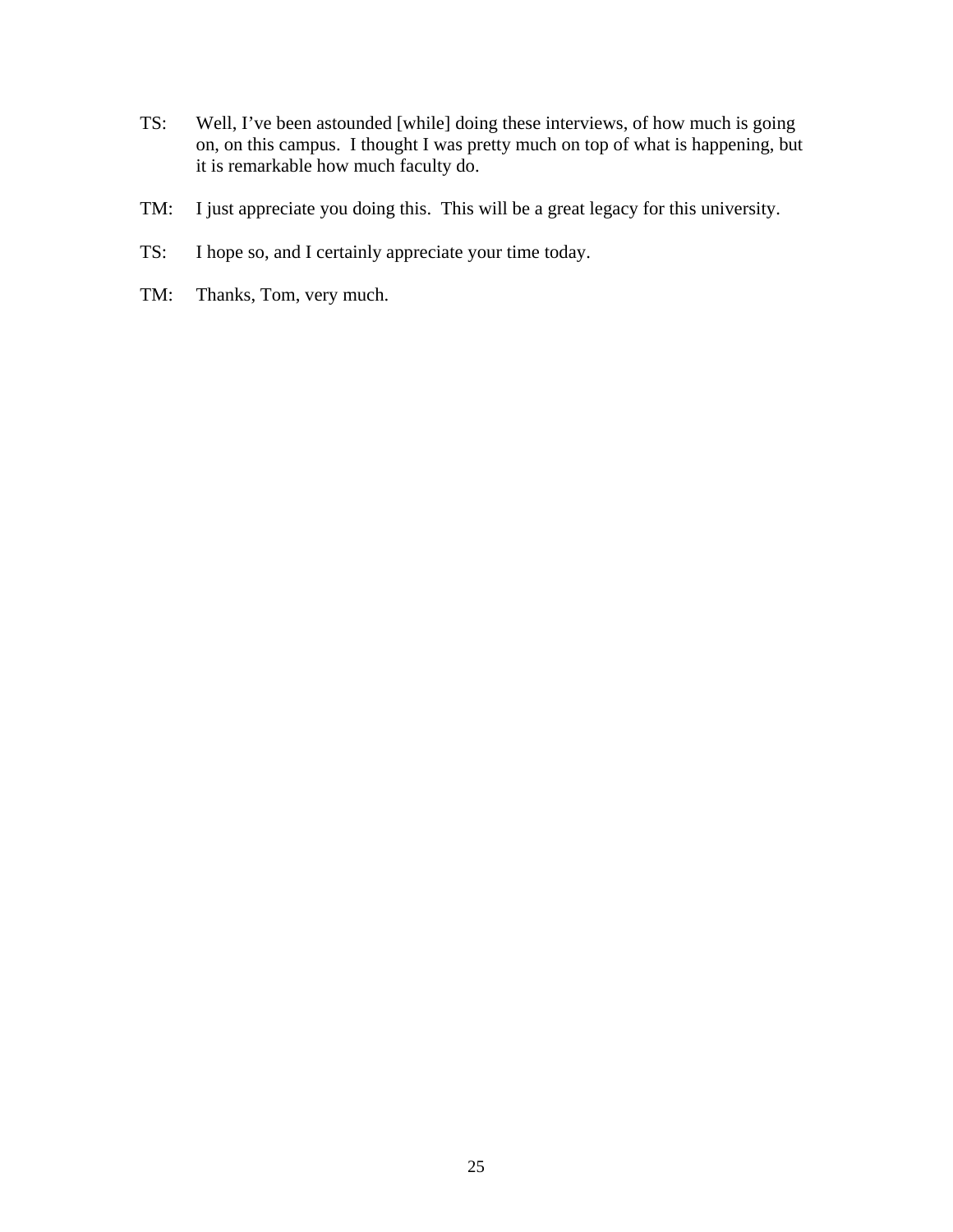TS: Well, I've been astounded [while] doing these interviews, of how much is going on, on this campus. I thought I was pretty much on top of what is happening, but it is remarkable how much faculty do.

TM: I just appreciate you doing this. This will be a great legacy for this university.

TS: I hope so, and I certainly appreciate your time today.

TM: Thanks, Tom, very much.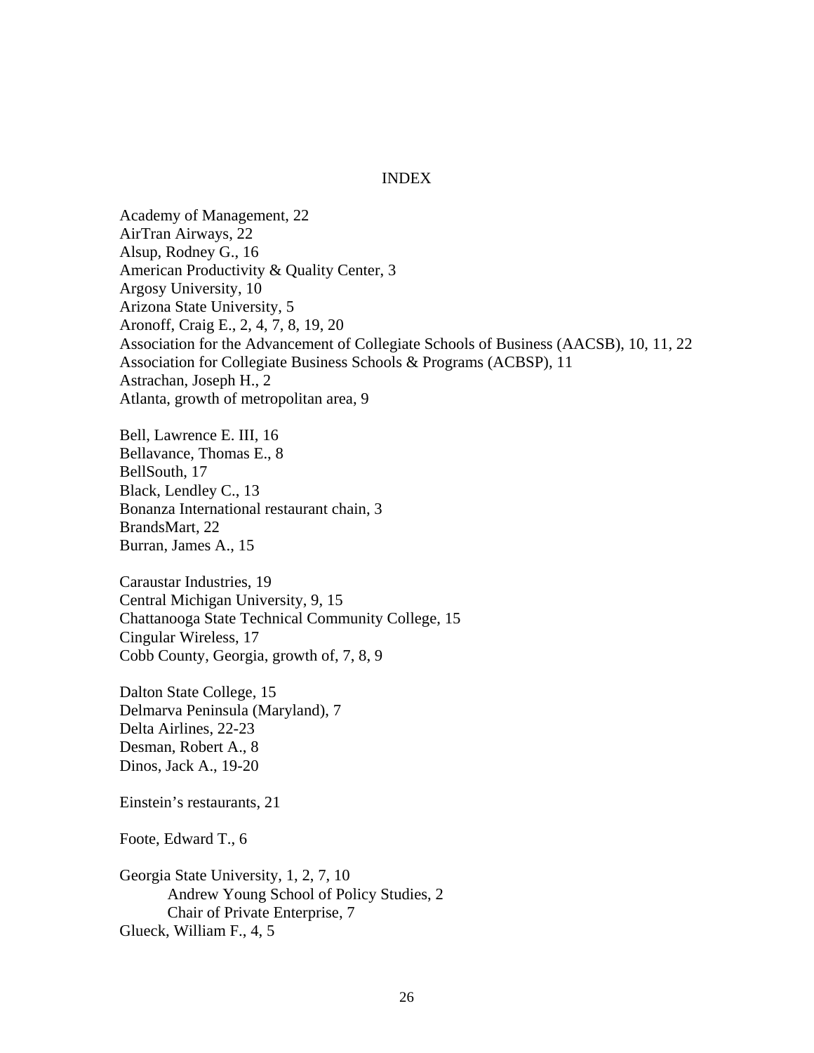# INDEX

Academy of Management, 22
AirTran Airways, 22
Alsup, Rodney G., 16
American Productivity & Quality Center, 3
Argosy University, 10
Arizona State University, 5
Aronoff, Craig E., 2, 4, 7, 8, 19, 20
Association for the Advancement of Collegiate Schools of Business (AACSB), 10, 11, 22
Association for Collegiate Business Schools & Programs (ACBSP), 11
Astrachan, Joseph H., 2
Atlanta, growth of metropolitan area, 9

Bell, Lawrence E. III, 16
Bellavance, Thomas E., 8
BellSouth, 17
Black, Lendley C., 13
Bonanza International restaurant chain, 3
BrandsMart, 22
Burran, James A., 15

Caraustar Industries, 19
Central Michigan University, 9, 15
Chattanooga State Technical Community College, 15
Cingular Wireless, 17
Cobb County, Georgia, growth of, 7, 8, 9

Dalton State College, 15
Delmarva Peninsula (Maryland), 7
Delta Airlines, 22-23
Desman, Robert A., 8
Dinos, Jack A., 19-20

Einstein's restaurants, 21

Foote, Edward T., 6

Georgia State University, 1, 2, 7, 10
    Andrew Young School of Policy Studies, 2
    Chair of Private Enterprise, 7
Glueck, William F., 4, 5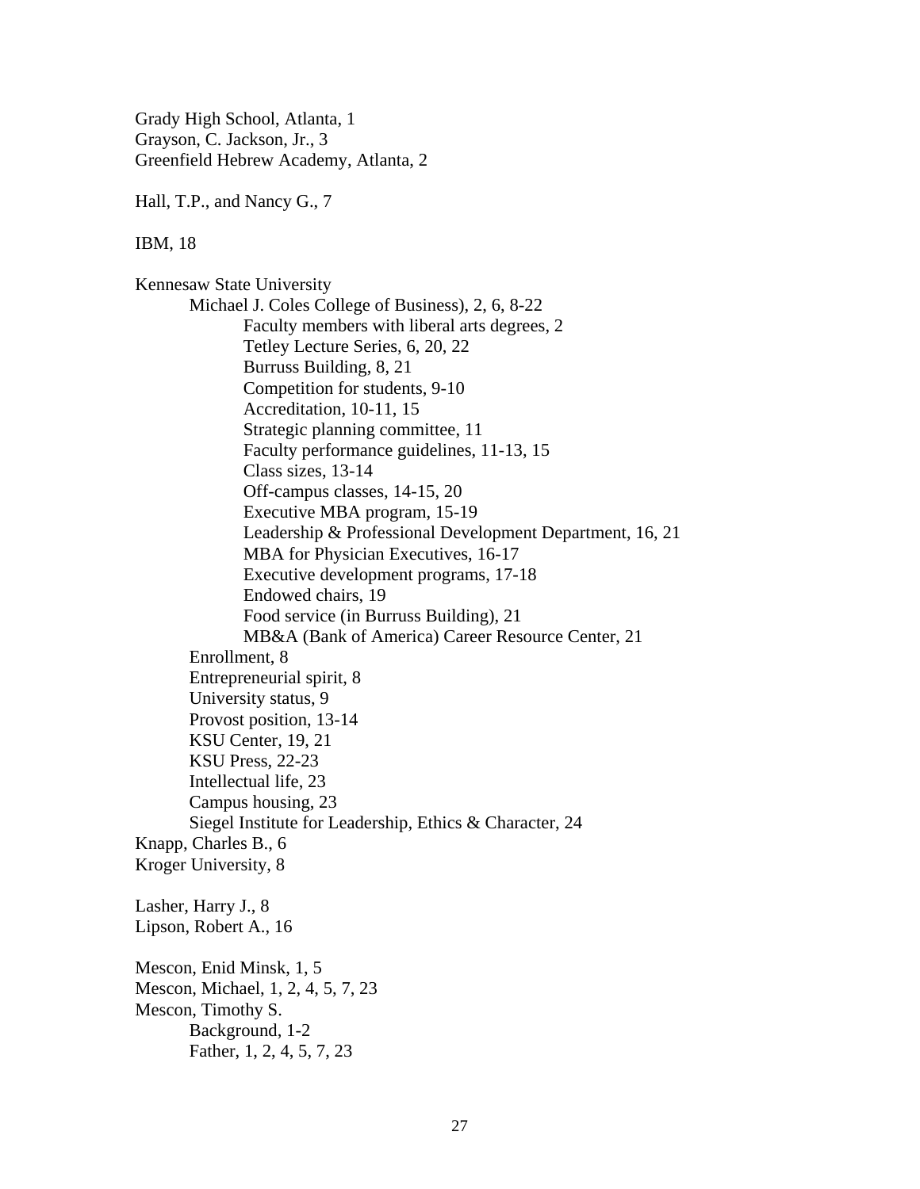Grady High School, Atlanta, 1
Grayson, C. Jackson, Jr., 3
Greenfield Hebrew Academy, Atlanta, 2

Hall, T.P., and Nancy G., 7

IBM, 18

Kennesaw State University
    Michael J. Coles College of Business), 2, 6, 8-22
        Faculty members with liberal arts degrees, 2
        Tetley Lecture Series, 6, 20, 22
        Burruss Building, 8, 21
        Competition for students, 9-10
        Accreditation, 10-11, 15
        Strategic planning committee, 11
        Faculty performance guidelines, 11-13, 15
        Class sizes, 13-14
        Off-campus classes, 14-15, 20
        Executive MBA program, 15-19
        Leadership & Professional Development Department, 16, 21
        MBA for Physician Executives, 16-17
        Executive development programs, 17-18
        Endowed chairs, 19
        Food service (in Burruss Building), 21
        MB&A (Bank of America) Career Resource Center, 21
    Enrollment, 8
    Entrepreneurial spirit, 8
    University status, 9
    Provost position, 13-14
    KSU Center, 19, 21
    KSU Press, 22-23
    Intellectual life, 23
    Campus housing, 23
    Siegel Institute for Leadership, Ethics & Character, 24
Knapp, Charles B., 6
Kroger University, 8

Lasher, Harry J., 8
Lipson, Robert A., 16

Mescon, Enid Minsk, 1, 5
Mescon, Michael, 1, 2, 4, 5, 7, 23
Mescon, Timothy S.
    Background, 1-2
    Father, 1, 2, 4, 5, 7, 23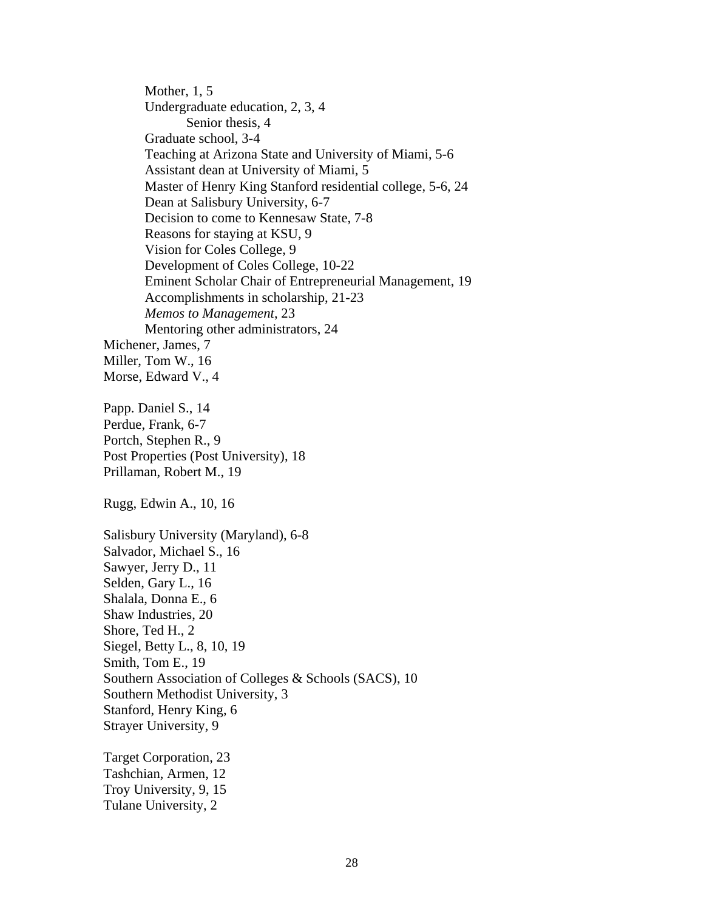- Mother, 1, 5
- Undergraduate education, 2, 3, 4
  - Senior thesis, 4
- Graduate school, 3-4
- Teaching at Arizona State and University of Miami, 5-6
- Assistant dean at University of Miami, 5
- Master of Henry King Stanford residential college, 5-6, 24
- Dean at Salisbury University, 6-7
- Decision to come to Kennesaw State, 7-8
- Reasons for staying at KSU, 9
- Vision for Coles College, 9
- Development of Coles College, 10-22
- Eminent Scholar Chair of Entrepreneurial Management, 19
- Accomplishments in scholarship, 21-23
- *Memos to Management*, 23
- Mentoring other administrators, 24

Michener, James, 7
Miller, Tom W., 16
Morse, Edward V., 4

Papp. Daniel S., 14
Perdue, Frank, 6-7
Portch, Stephen R., 9
Post Properties (Post University), 18
Prillaman, Robert M., 19

Rugg, Edwin A., 10, 16

Salisbury University (Maryland), 6-8
Salvador, Michael S., 16
Sawyer, Jerry D., 11
Selden, Gary L., 16
Shalala, Donna E., 6
Shaw Industries, 20
Shore, Ted H., 2
Siegel, Betty L., 8, 10, 19
Smith, Tom E., 19
Southern Association of Colleges & Schools (SACS), 10
Southern Methodist University, 3
Stanford, Henry King, 6
Strayer University, 9

Target Corporation, 23
Tashchian, Armen, 12
Troy University, 9, 15
Tulane University, 2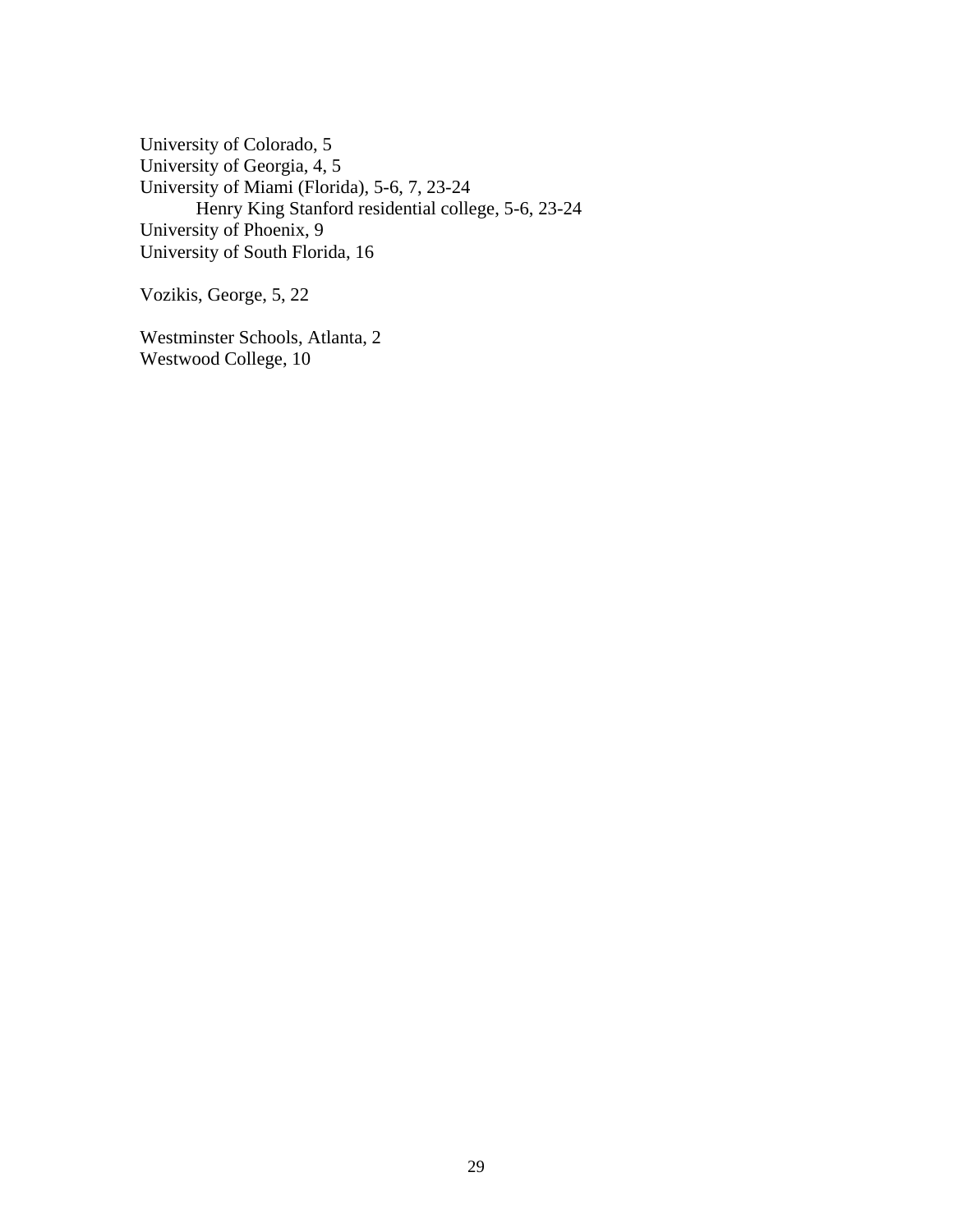University of Colorado, 5
University of Georgia, 4, 5
University of Miami (Florida), 5-6, 7, 23-24
    Henry King Stanford residential college, 5-6, 23-24
University of Phoenix, 9
University of South Florida, 16

Vozikis, George, 5, 22

Westminster Schools, Atlanta, 2
Westwood College, 10